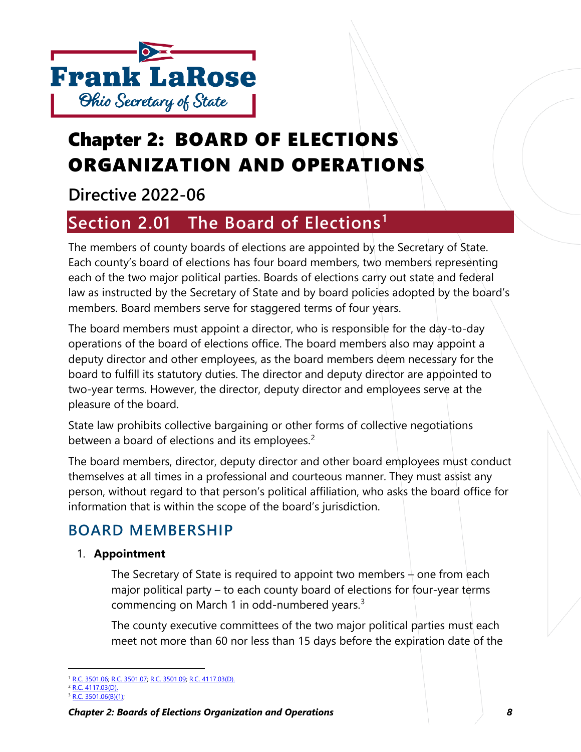# Chapter 2: BOARD OF ELECTIONS ORGANIZATION AND OPERATIONS

## Directive 2022-06

## Section 2.01 The Board of Elections[1]

The members of county boards of elections are appointed by the Secretary of State. Each county's board of elections has four board members, two members representing each of the two major political parties. Boards of elections carry out state and federal law as instructed by the Secretary of State and by board policies adopted by the board's members. Board members serve for staggered terms of four years.

The board members must appoint a director, who is responsible for the day-to-day operations of the board of elections office. The board members also may appoint a deputy director and other employees, as the board members deem necessary for the board to fulfill its statutory duties. The director and deputy director are appointed to two-year terms. However, the director, deputy director and employees serve at the pleasure of the board.

State law prohibits collective bargaining or other forms of collective negotiations between a board of elections and its employees.[2]

The board members, director, deputy director and other board employees must conduct themselves at all times in a professional and courteous manner. They must assist any person, without regard to that person's political affiliation, who asks the board office for information that is within the scope of the board's jurisdiction.

### BOARD MEMBERSHIP

1. **Appointment**

   The Secretary of State is required to appoint two members – one from each major political party – to each county board of elections for four-year terms commencing on March 1 in odd-numbered years.[3]

   The county executive committees of the two major political parties must each meet not more than 60 nor less than 15 days before the expiration date of the

---

[1] R.C. 3501.06; R.C. 3501.07; R.C. 3501.09; R.C. 4117.03(D).

[2] R.C. 4117.03(D).

[3] R.C. 3501.06(B)(1);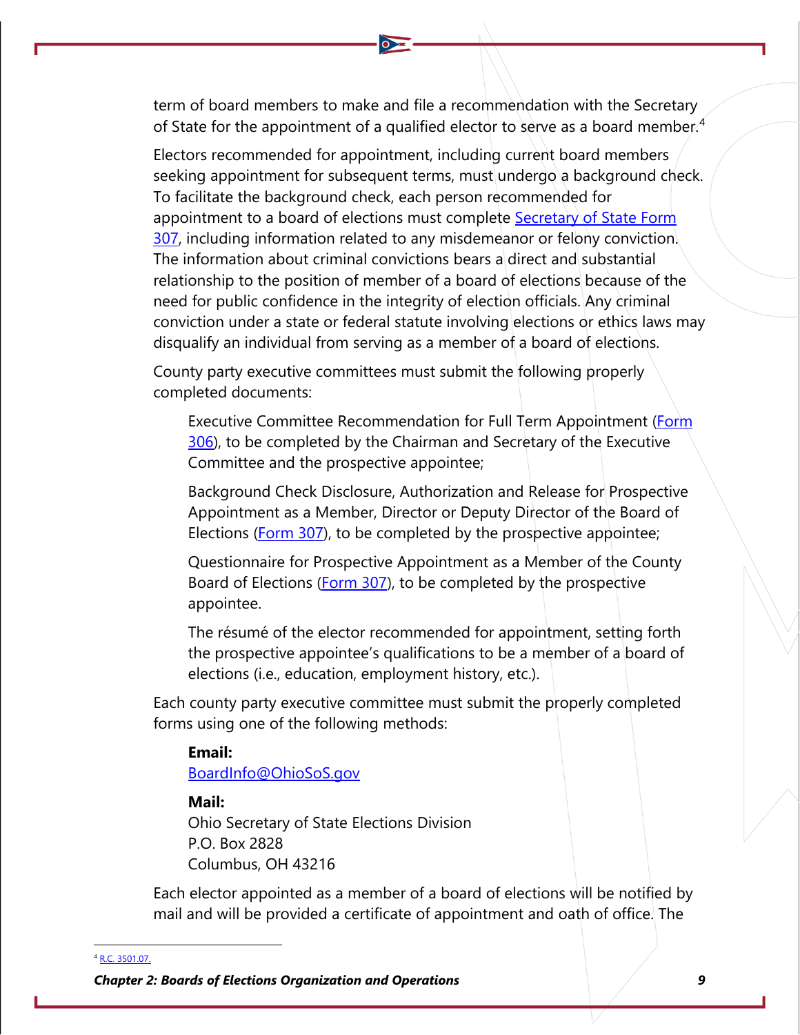term of board members to make and file a recommendation with the Secretary of State for the appointment of a qualified elector to serve as a board member.[4]

Electors recommended for appointment, including current board members seeking appointment for subsequent terms, must undergo a background check. To facilitate the background check, each person recommended for appointment to a board of elections must complete Secretary of State Form 307, including information related to any misdemeanor or felony conviction. The information about criminal convictions bears a direct and substantial relationship to the position of member of a board of elections because of the need for public confidence in the integrity of election officials. Any criminal conviction under a state or federal statute involving elections or ethics laws may disqualify an individual from serving as a member of a board of elections.

County party executive committees must submit the following properly completed documents:

> Executive Committee Recommendation for Full Term Appointment (Form 306), to be completed by the Chairman and Secretary of the Executive Committee and the prospective appointee;
>
> Background Check Disclosure, Authorization and Release for Prospective Appointment as a Member, Director or Deputy Director of the Board of Elections (Form 307), to be completed by the prospective appointee;
>
> Questionnaire for Prospective Appointment as a Member of the County Board of Elections (Form 307), to be completed by the prospective appointee.
>
> The résumé of the elector recommended for appointment, setting forth the prospective appointee's qualifications to be a member of a board of elections (i.e., education, employment history, etc.).

Each county party executive committee must submit the properly completed forms using one of the following methods:

> **Email:**
> BoardInfo@OhioSoS.gov
>
> **Mail:**
> Ohio Secretary of State Elections Division
> P.O. Box 2828
> Columbus, OH 43216

Each elector appointed as a member of a board of elections will be notified by mail and will be provided a certificate of appointment and oath of office. The

---

[4] R.C. 3501.07.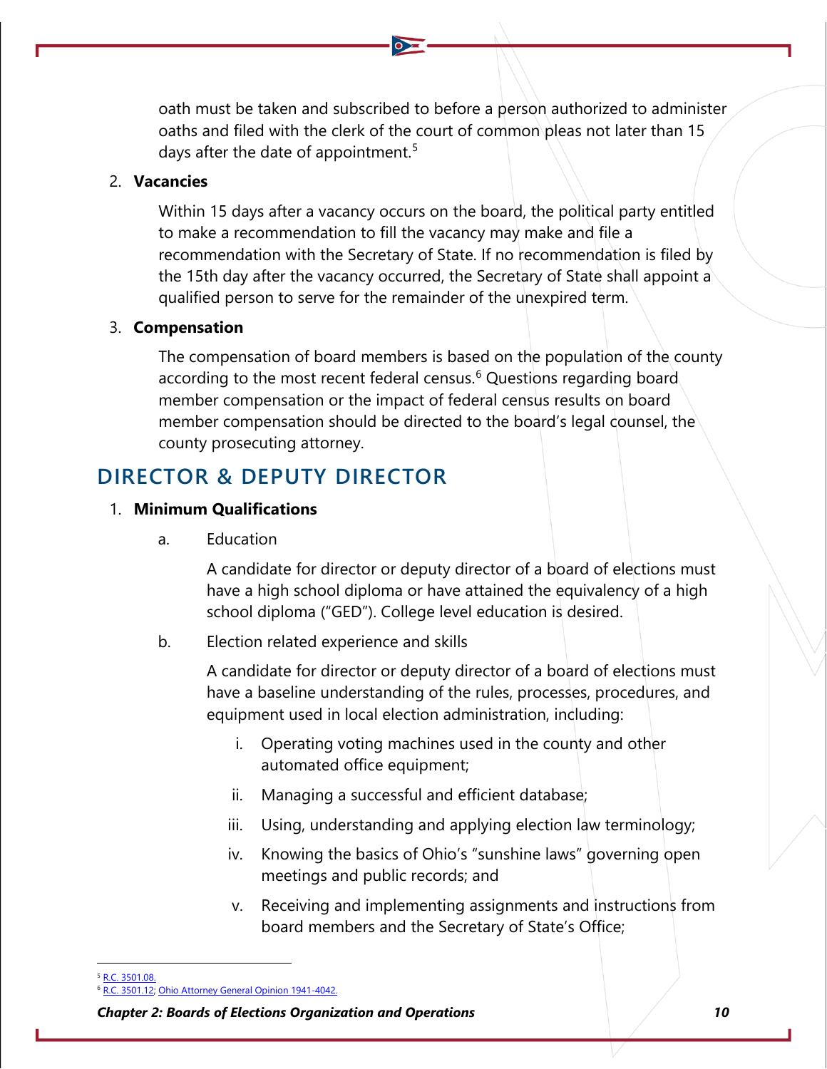oath must be taken and subscribed to before a person authorized to administer oaths and filed with the clerk of the court of common pleas not later than 15 days after the date of appointment.[5]

2. **Vacancies**

   Within 15 days after a vacancy occurs on the board, the political party entitled to make a recommendation to fill the vacancy may make and file a recommendation with the Secretary of State. If no recommendation is filed by the 15th day after the vacancy occurred, the Secretary of State shall appoint a qualified person to serve for the remainder of the unexpired term.

3. **Compensation**

   The compensation of board members is based on the population of the county according to the most recent federal census.[6] Questions regarding board member compensation or the impact of federal census results on board member compensation should be directed to the board's legal counsel, the county prosecuting attorney.

## DIRECTOR & DEPUTY DIRECTOR

1. **Minimum Qualifications**

   a. Education

      A candidate for director or deputy director of a board of elections must have a high school diploma or have attained the equivalency of a high school diploma ("GED"). College level education is desired.

   b. Election related experience and skills

      A candidate for director or deputy director of a board of elections must have a baseline understanding of the rules, processes, procedures, and equipment used in local election administration, including:

      i. Operating voting machines used in the county and other automated office equipment;

      ii. Managing a successful and efficient database;

      iii. Using, understanding and applying election law terminology;

      iv. Knowing the basics of Ohio's "sunshine laws" governing open meetings and public records; and

      v. Receiving and implementing assignments and instructions from board members and the Secretary of State's Office;

---

[5] R.C. 3501.08.

[6] R.C. 3501.12; Ohio Attorney General Opinion 1941-4042.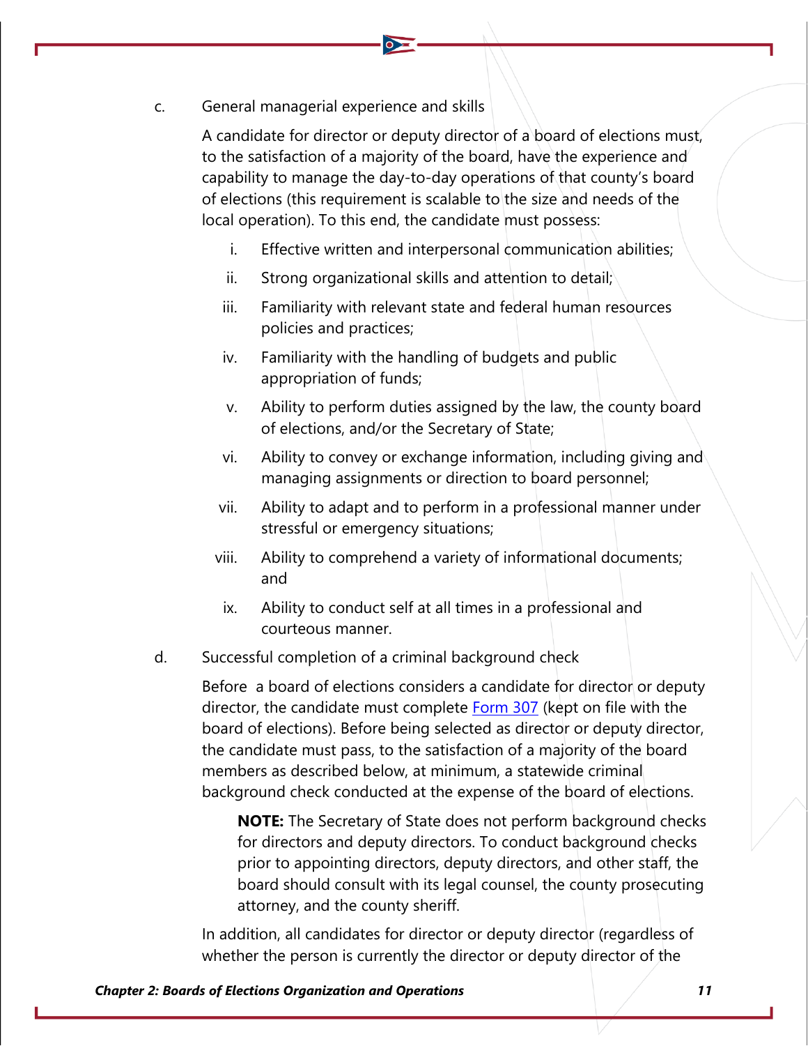c. General managerial experience and skills

A candidate for director or deputy director of a board of elections must, to the satisfaction of a majority of the board, have the experience and capability to manage the day-to-day operations of that county's board of elections (this requirement is scalable to the size and needs of the local operation). To this end, the candidate must possess:

i. Effective written and interpersonal communication abilities;

ii. Strong organizational skills and attention to detail;

iii. Familiarity with relevant state and federal human resources policies and practices;

iv. Familiarity with the handling of budgets and public appropriation of funds;

v. Ability to perform duties assigned by the law, the county board of elections, and/or the Secretary of State;

vi. Ability to convey or exchange information, including giving and managing assignments or direction to board personnel;

vii. Ability to adapt and to perform in a professional manner under stressful or emergency situations;

viii. Ability to comprehend a variety of informational documents; and

ix. Ability to conduct self at all times in a professional and courteous manner.

d. Successful completion of a criminal background check

Before a board of elections considers a candidate for director or deputy director, the candidate must complete Form 307 (kept on file with the board of elections). Before being selected as director or deputy director, the candidate must pass, to the satisfaction of a majority of the board members as described below, at minimum, a statewide criminal background check conducted at the expense of the board of elections.

> **NOTE:** The Secretary of State does not perform background checks for directors and deputy directors. To conduct background checks prior to appointing directors, deputy directors, and other staff, the board should consult with its legal counsel, the county prosecuting attorney, and the county sheriff.

In addition, all candidates for director or deputy director (regardless of whether the person is currently the director or deputy director of the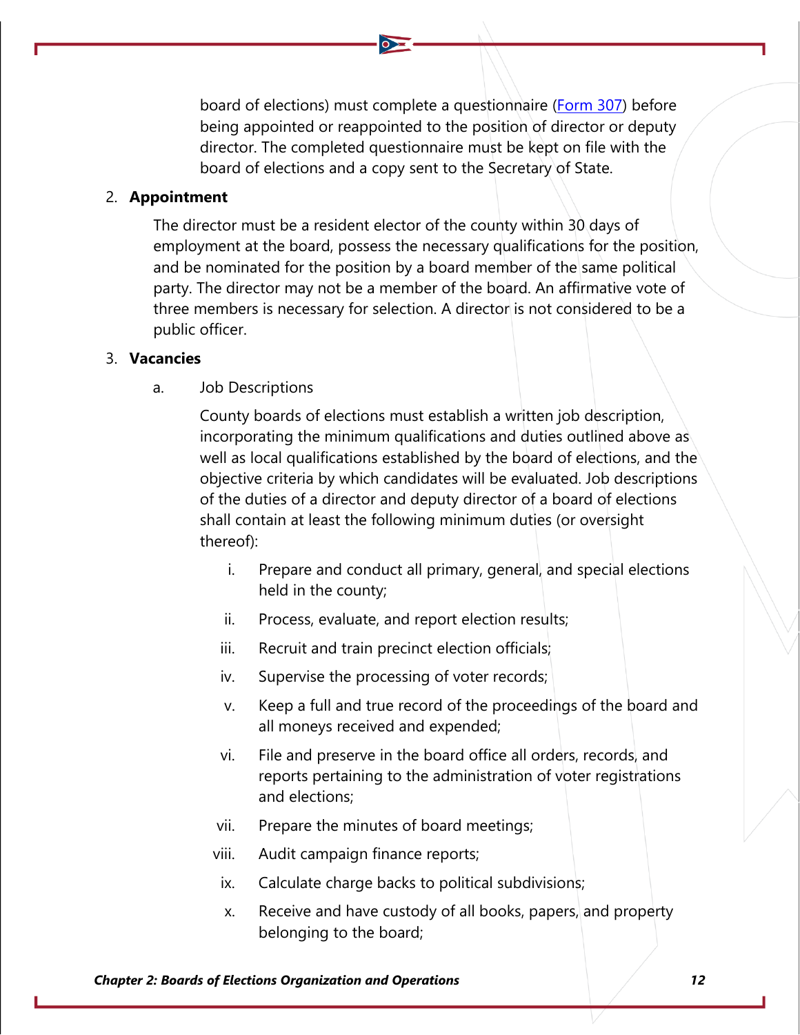board of elections) must complete a questionnaire ([Form 307]) before being appointed or reappointed to the position of director or deputy director. The completed questionnaire must be kept on file with the board of elections and a copy sent to the Secretary of State.

2. **Appointment**

   The director must be a resident elector of the county within 30 days of employment at the board, possess the necessary qualifications for the position, and be nominated for the position by a board member of the same political party. The director may not be a member of the board. An affirmative vote of three members is necessary for selection. A director is not considered to be a public officer.

3. **Vacancies**

   a. Job Descriptions

   County boards of elections must establish a written job description, incorporating the minimum qualifications and duties outlined above as well as local qualifications established by the board of elections, and the objective criteria by which candidates will be evaluated. Job descriptions of the duties of a director and deputy director of a board of elections shall contain at least the following minimum duties (or oversight thereof):

   i. Prepare and conduct all primary, general, and special elections held in the county;

   ii. Process, evaluate, and report election results;

   iii. Recruit and train precinct election officials;

   iv. Supervise the processing of voter records;

   v. Keep a full and true record of the proceedings of the board and all moneys received and expended;

   vi. File and preserve in the board office all orders, records, and reports pertaining to the administration of voter registrations and elections;

   vii. Prepare the minutes of board meetings;

   viii. Audit campaign finance reports;

   ix. Calculate charge backs to political subdivisions;

   x. Receive and have custody of all books, papers, and property belonging to the board;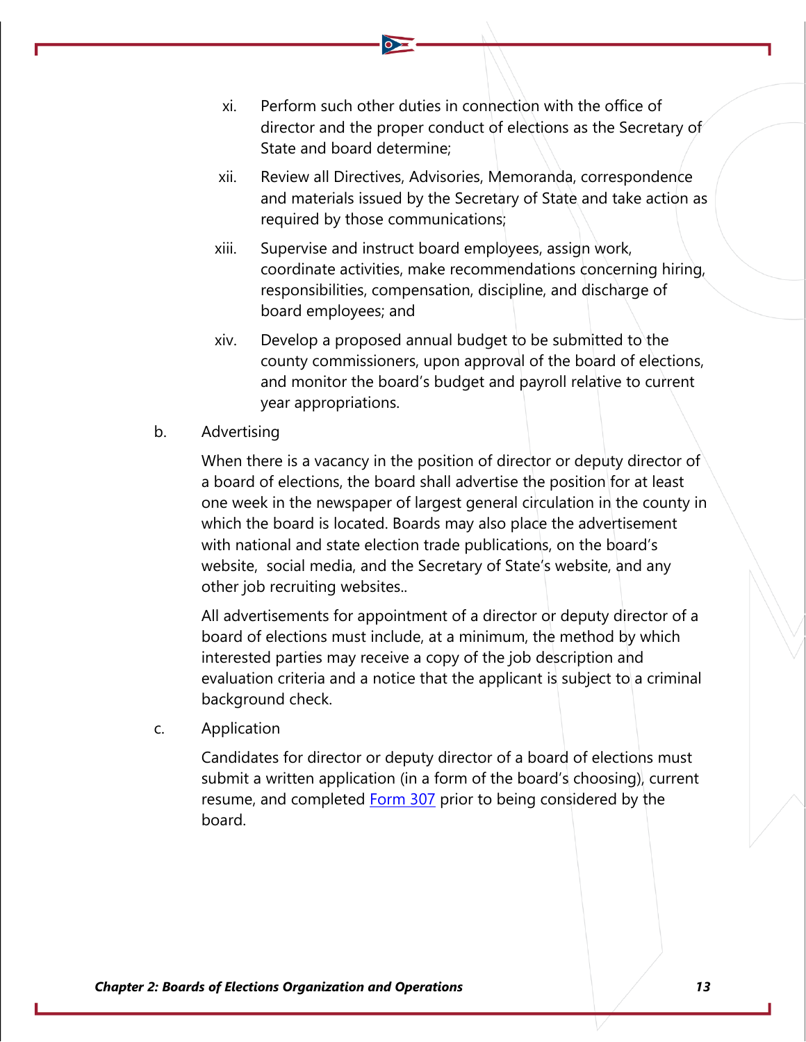xi. Perform such other duties in connection with the office of director and the proper conduct of elections as the Secretary of State and board determine;

xii. Review all Directives, Advisories, Memoranda, correspondence and materials issued by the Secretary of State and take action as required by those communications;

xiii. Supervise and instruct board employees, assign work, coordinate activities, make recommendations concerning hiring, responsibilities, compensation, discipline, and discharge of board employees; and

xiv. Develop a proposed annual budget to be submitted to the county commissioners, upon approval of the board of elections, and monitor the board's budget and payroll relative to current year appropriations.

b. Advertising

When there is a vacancy in the position of director or deputy director of a board of elections, the board shall advertise the position for at least one week in the newspaper of largest general circulation in the county in which the board is located. Boards may also place the advertisement with national and state election trade publications, on the board's website, social media, and the Secretary of State's website, and any other job recruiting websites..

All advertisements for appointment of a director or deputy director of a board of elections must include, at a minimum, the method by which interested parties may receive a copy of the job description and evaluation criteria and a notice that the applicant is subject to a criminal background check.

c. Application

Candidates for director or deputy director of a board of elections must submit a written application (in a form of the board's choosing), current resume, and completed Form 307 prior to being considered by the board.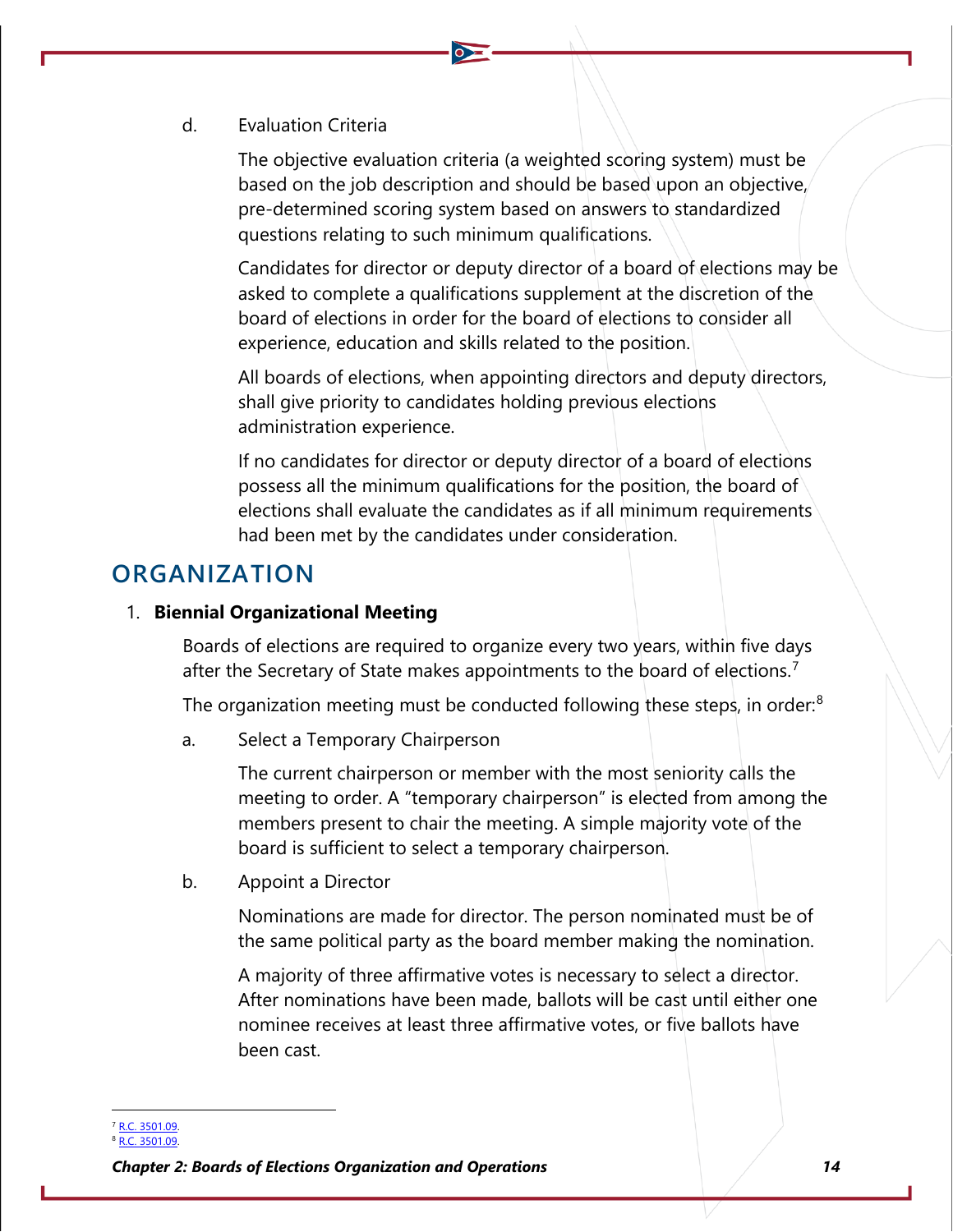d. Evaluation Criteria

The objective evaluation criteria (a weighted scoring system) must be based on the job description and should be based upon an objective, pre-determined scoring system based on answers to standardized questions relating to such minimum qualifications.

Candidates for director or deputy director of a board of elections may be asked to complete a qualifications supplement at the discretion of the board of elections in order for the board of elections to consider all experience, education and skills related to the position.

All boards of elections, when appointing directors and deputy directors, shall give priority to candidates holding previous elections administration experience.

If no candidates for director or deputy director of a board of elections possess all the minimum qualifications for the position, the board of elections shall evaluate the candidates as if all minimum requirements had been met by the candidates under consideration.

## ORGANIZATION

1. **Biennial Organizational Meeting**

Boards of elections are required to organize every two years, within five days after the Secretary of State makes appointments to the board of elections.[7]

The organization meeting must be conducted following these steps, in order:[8]

a. Select a Temporary Chairperson

The current chairperson or member with the most seniority calls the meeting to order. A "temporary chairperson" is elected from among the members present to chair the meeting. A simple majority vote of the board is sufficient to select a temporary chairperson.

b. Appoint a Director

Nominations are made for director. The person nominated must be of the same political party as the board member making the nomination.

A majority of three affirmative votes is necessary to select a director. After nominations have been made, ballots will be cast until either one nominee receives at least three affirmative votes, or five ballots have been cast.

---

[7] R.C. 3501.09.
[8] R.C. 3501.09.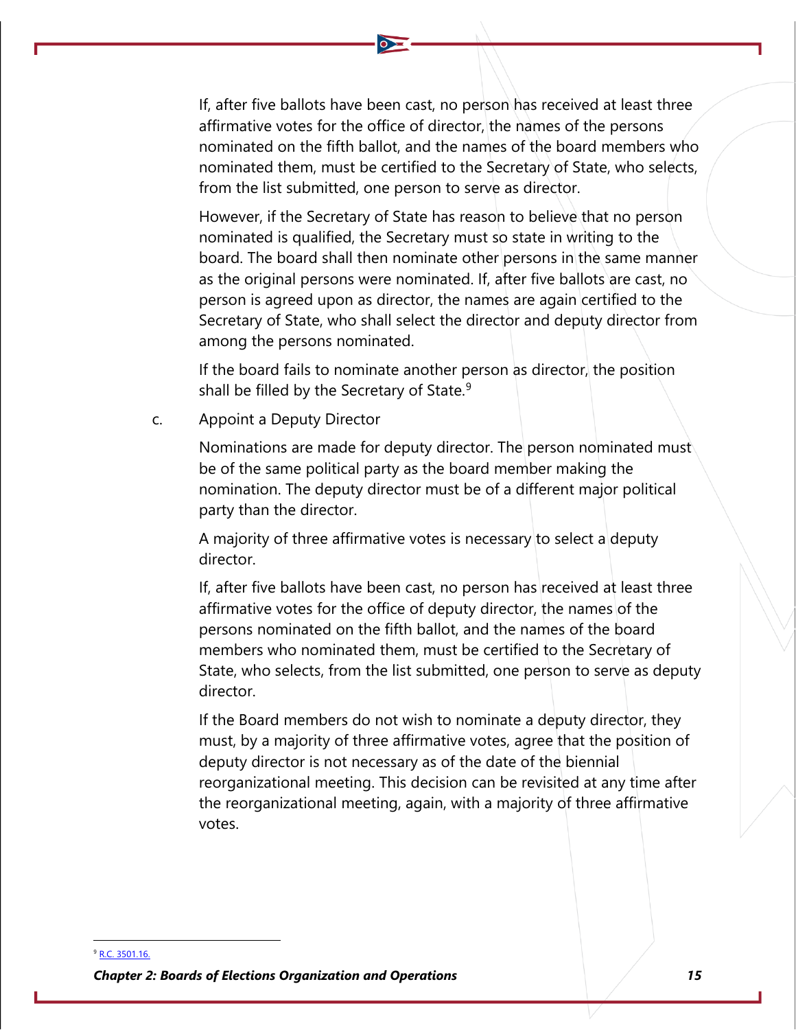If, after five ballots have been cast, no person has received at least three affirmative votes for the office of director, the names of the persons nominated on the fifth ballot, and the names of the board members who nominated them, must be certified to the Secretary of State, who selects, from the list submitted, one person to serve as director.

However, if the Secretary of State has reason to believe that no person nominated is qualified, the Secretary must so state in writing to the board. The board shall then nominate other persons in the same manner as the original persons were nominated. If, after five ballots are cast, no person is agreed upon as director, the names are again certified to the Secretary of State, who shall select the director and deputy director from among the persons nominated.

If the board fails to nominate another person as director, the position shall be filled by the Secretary of State.[9]

c. Appoint a Deputy Director

Nominations are made for deputy director. The person nominated must be of the same political party as the board member making the nomination. The deputy director must be of a different major political party than the director.

A majority of three affirmative votes is necessary to select a deputy director.

If, after five ballots have been cast, no person has received at least three affirmative votes for the office of deputy director, the names of the persons nominated on the fifth ballot, and the names of the board members who nominated them, must be certified to the Secretary of State, who selects, from the list submitted, one person to serve as deputy director.

If the Board members do not wish to nominate a deputy director, they must, by a majority of three affirmative votes, agree that the position of deputy director is not necessary as of the date of the biennial reorganizational meeting. This decision can be revisited at any time after the reorganizational meeting, again, with a majority of three affirmative votes.

[9] R.C. 3501.16.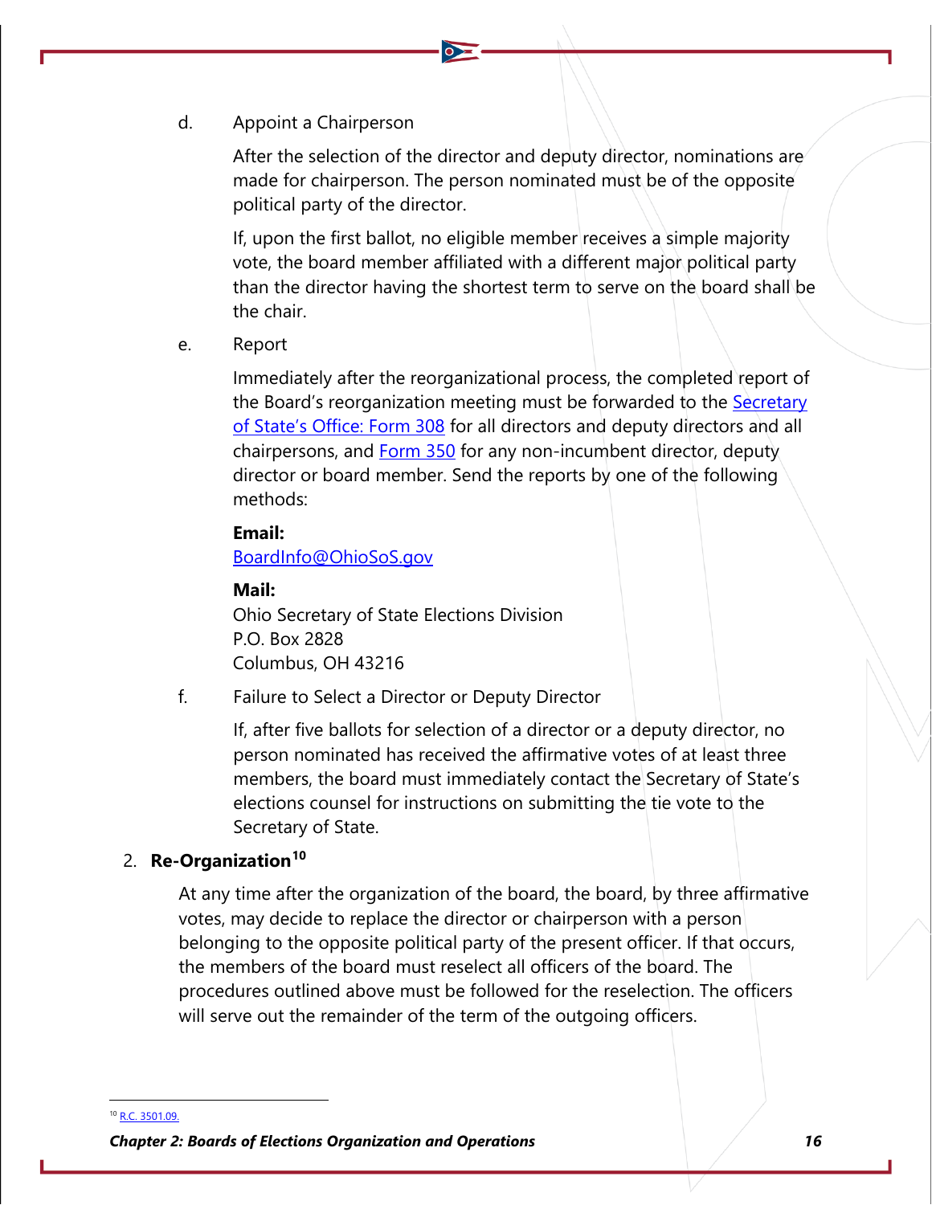d. Appoint a Chairperson

After the selection of the director and deputy director, nominations are made for chairperson. The person nominated must be of the opposite political party of the director.

If, upon the first ballot, no eligible member receives a simple majority vote, the board member affiliated with a different major political party than the director having the shortest term to serve on the board shall be the chair.

e. Report

Immediately after the reorganizational process, the completed report of the Board's reorganization meeting must be forwarded to the Secretary of State's Office: Form 308 for all directors and deputy directors and all chairpersons, and Form 350 for any non-incumbent director, deputy director or board member. Send the reports by one of the following methods:

**Email:**
BoardInfo@OhioSoS.gov

**Mail:**
Ohio Secretary of State Elections Division
P.O. Box 2828
Columbus, OH 43216

f. Failure to Select a Director or Deputy Director

If, after five ballots for selection of a director or a deputy director, no person nominated has received the affirmative votes of at least three members, the board must immediately contact the Secretary of State's elections counsel for instructions on submitting the tie vote to the Secretary of State.

### 2. Re-Organization[10]

At any time after the organization of the board, the board, by three affirmative votes, may decide to replace the director or chairperson with a person belonging to the opposite political party of the present officer. If that occurs, the members of the board must reselect all officers of the board. The procedures outlined above must be followed for the reselection. The officers will serve out the remainder of the term of the outgoing officers.

[10] R.C. 3501.09.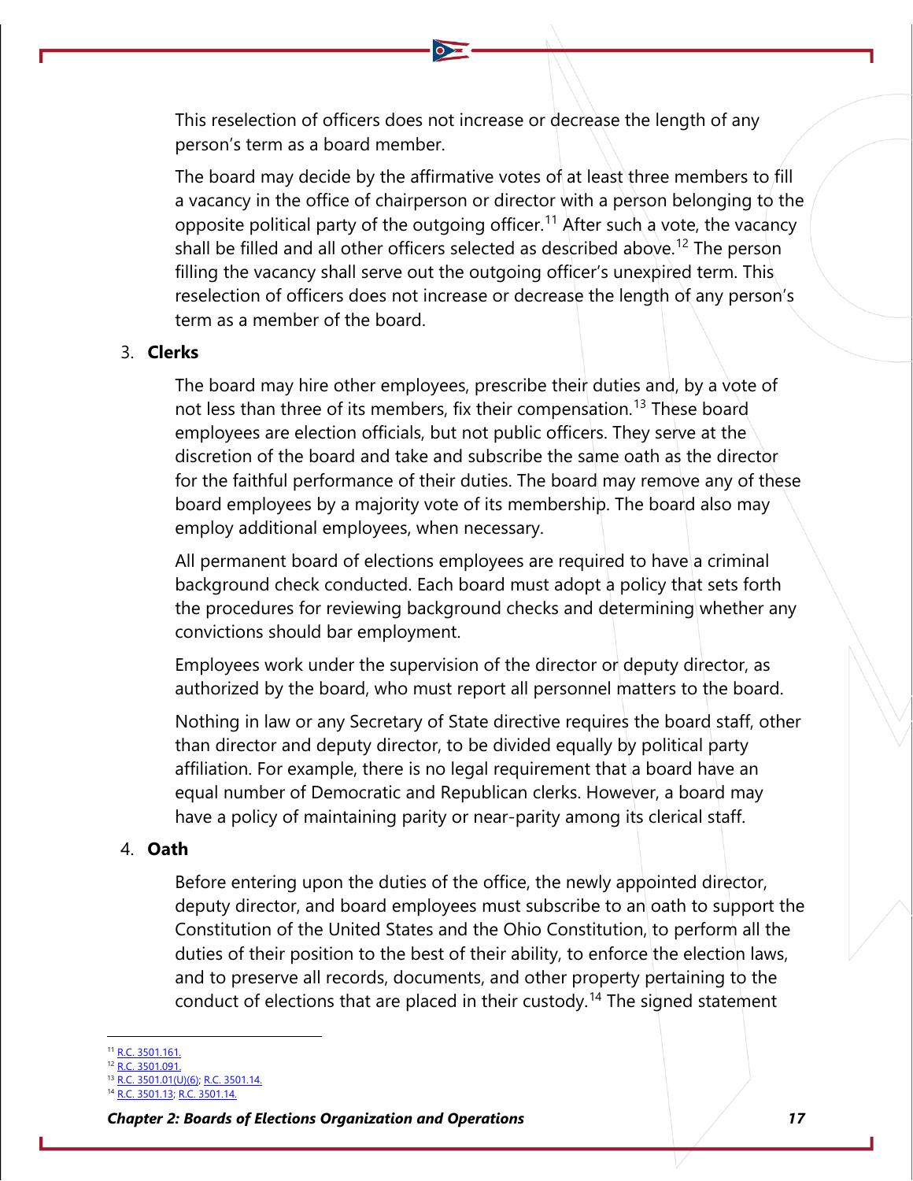This reselection of officers does not increase or decrease the length of any person's term as a board member.

The board may decide by the affirmative votes of at least three members to fill a vacancy in the office of chairperson or director with a person belonging to the opposite political party of the outgoing officer.[11] After such a vote, the vacancy shall be filled and all other officers selected as described above.[12] The person filling the vacancy shall serve out the outgoing officer's unexpired term. This reselection of officers does not increase or decrease the length of any person's term as a member of the board.

3. **Clerks**

   The board may hire other employees, prescribe their duties and, by a vote of not less than three of its members, fix their compensation.[13] These board employees are election officials, but not public officers. They serve at the discretion of the board and take and subscribe the same oath as the director for the faithful performance of their duties. The board may remove any of these board employees by a majority vote of its membership. The board also may employ additional employees, when necessary.

   All permanent board of elections employees are required to have a criminal background check conducted. Each board must adopt a policy that sets forth the procedures for reviewing background checks and determining whether any convictions should bar employment.

   Employees work under the supervision of the director or deputy director, as authorized by the board, who must report all personnel matters to the board.

   Nothing in law or any Secretary of State directive requires the board staff, other than director and deputy director, to be divided equally by political party affiliation. For example, there is no legal requirement that a board have an equal number of Democratic and Republican clerks. However, a board may have a policy of maintaining parity or near-parity among its clerical staff.

4. **Oath**

   Before entering upon the duties of the office, the newly appointed director, deputy director, and board employees must subscribe to an oath to support the Constitution of the United States and the Ohio Constitution, to perform all the duties of their position to the best of their ability, to enforce the election laws, and to preserve all records, documents, and other property pertaining to the conduct of elections that are placed in their custody.[14] The signed statement

---

[11] R.C. 3501.161.
[12] R.C. 3501.091.
[13] R.C. 3501.01(U)(6); R.C. 3501.14.
[14] R.C. 3501.13; R.C. 3501.14.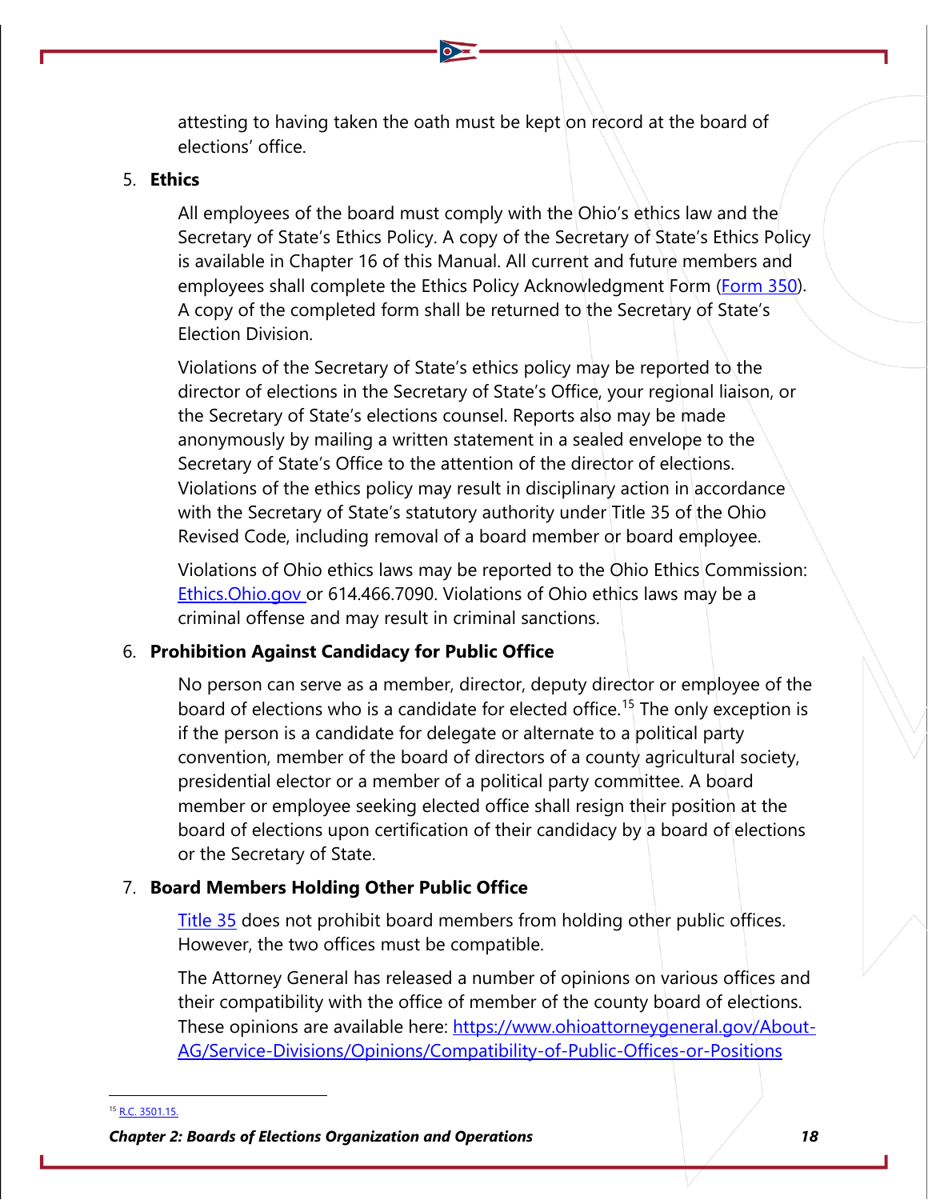attesting to having taken the oath must be kept on record at the board of elections' office.

5. **Ethics**

   All employees of the board must comply with the Ohio's ethics law and the Secretary of State's Ethics Policy. A copy of the Secretary of State's Ethics Policy is available in Chapter 16 of this Manual. All current and future members and employees shall complete the Ethics Policy Acknowledgment Form ([Form 350](Form 350)). A copy of the completed form shall be returned to the Secretary of State's Election Division.

   Violations of the Secretary of State's ethics policy may be reported to the director of elections in the Secretary of State's Office, your regional liaison, or the Secretary of State's elections counsel. Reports also may be made anonymously by mailing a written statement in a sealed envelope to the Secretary of State's Office to the attention of the director of elections. Violations of the ethics policy may result in disciplinary action in accordance with the Secretary of State's statutory authority under Title 35 of the Ohio Revised Code, including removal of a board member or board employee.

   Violations of Ohio ethics laws may be reported to the Ohio Ethics Commission: [Ethics.Ohio.gov](Ethics.Ohio.gov) or 614.466.7090. Violations of Ohio ethics laws may be a criminal offense and may result in criminal sanctions.

6. **Prohibition Against Candidacy for Public Office**

   No person can serve as a member, director, deputy director or employee of the board of elections who is a candidate for elected office.[15] The only exception is if the person is a candidate for delegate or alternate to a political party convention, member of the board of directors of a county agricultural society, presidential elector or a member of a political party committee. A board member or employee seeking elected office shall resign their position at the board of elections upon certification of their candidacy by a board of elections or the Secretary of State.

7. **Board Members Holding Other Public Office**

   [Title 35](Title 35) does not prohibit board members from holding other public offices. However, the two offices must be compatible.

   The Attorney General has released a number of opinions on various offices and their compatibility with the office of member of the county board of elections. These opinions are available here: https://www.ohioattorneygeneral.gov/About-AG/Service-Divisions/Opinions/Compatibility-of-Public-Offices-or-Positions

---

[15] R.C. 3501.15.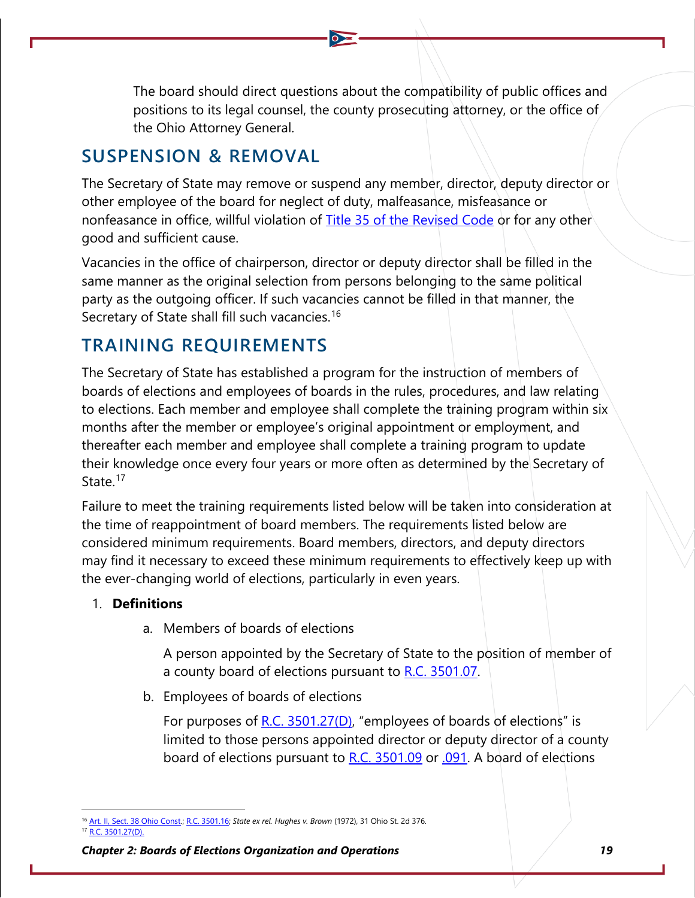The board should direct questions about the compatibility of public offices and positions to its legal counsel, the county prosecuting attorney, or the office of the Ohio Attorney General.

## SUSPENSION & REMOVAL

The Secretary of State may remove or suspend any member, director, deputy director or other employee of the board for neglect of duty, malfeasance, misfeasance or nonfeasance in office, willful violation of [Title 35 of the Revised Code] or for any other good and sufficient cause.

Vacancies in the office of chairperson, director or deputy director shall be filled in the same manner as the original selection from persons belonging to the same political party as the outgoing officer. If such vacancies cannot be filled in that manner, the Secretary of State shall fill such vacancies.[16]

## TRAINING REQUIREMENTS

The Secretary of State has established a program for the instruction of members of boards of elections and employees of boards in the rules, procedures, and law relating to elections. Each member and employee shall complete the training program within six months after the member or employee's original appointment or employment, and thereafter each member and employee shall complete a training program to update their knowledge once every four years or more often as determined by the Secretary of State.[17]

Failure to meet the training requirements listed below will be taken into consideration at the time of reappointment of board members. The requirements listed below are considered minimum requirements. Board members, directors, and deputy directors may find it necessary to exceed these minimum requirements to effectively keep up with the ever-changing world of elections, particularly in even years.

1. **Definitions**

   a. Members of boards of elections

      A person appointed by the Secretary of State to the position of member of a county board of elections pursuant to R.C. 3501.07.

   b. Employees of boards of elections

      For purposes of R.C. 3501.27(D), "employees of boards of elections" is limited to those persons appointed director or deputy director of a county board of elections pursuant to R.C. 3501.09 or .091. A board of elections

---

[16] Art. II, Sect. 38 Ohio Const.; R.C. 3501.16; *State ex rel. Hughes v. Brown* (1972), 31 Ohio St. 2d 376.

[17] R.C. 3501.27(D).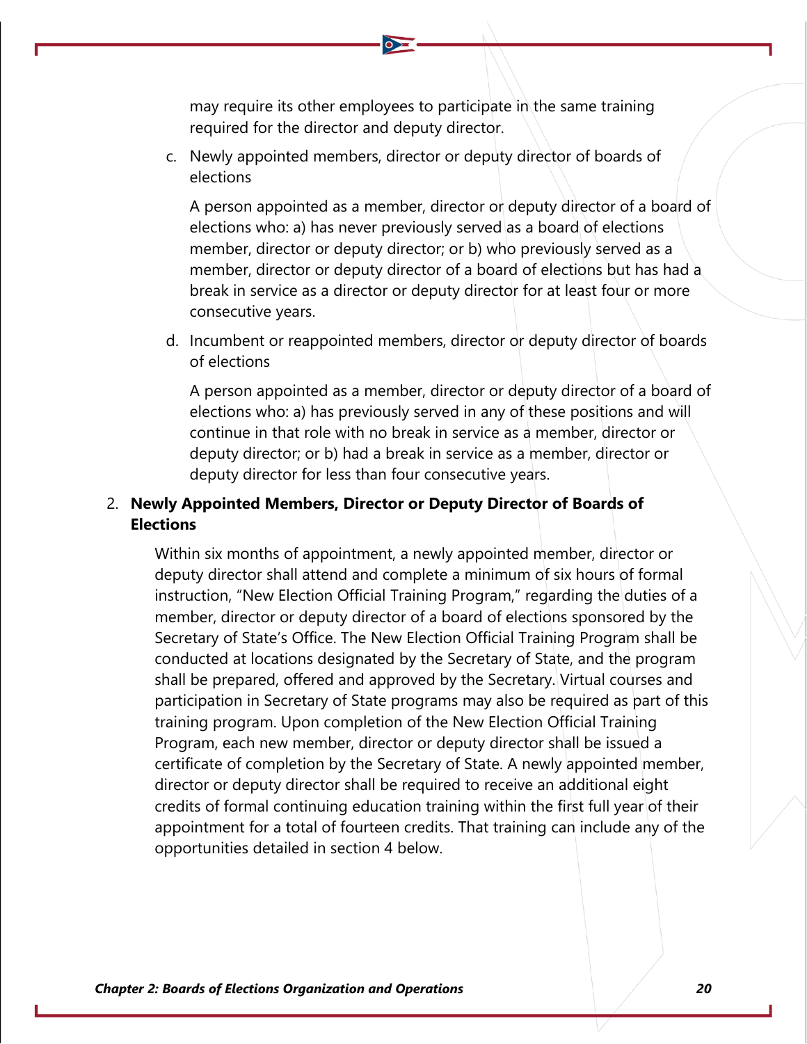may require its other employees to participate in the same training required for the director and deputy director.

c. Newly appointed members, director or deputy director of boards of elections

   A person appointed as a member, director or deputy director of a board of elections who: a) has never previously served as a board of elections member, director or deputy director; or b) who previously served as a member, director or deputy director of a board of elections but has had a break in service as a director or deputy director for at least four or more consecutive years.

d. Incumbent or reappointed members, director or deputy director of boards of elections

   A person appointed as a member, director or deputy director of a board of elections who: a) has previously served in any of these positions and will continue in that role with no break in service as a member, director or deputy director; or b) had a break in service as a member, director or deputy director for less than four consecutive years.

2. **Newly Appointed Members, Director or Deputy Director of Boards of Elections**

   Within six months of appointment, a newly appointed member, director or deputy director shall attend and complete a minimum of six hours of formal instruction, "New Election Official Training Program," regarding the duties of a member, director or deputy director of a board of elections sponsored by the Secretary of State's Office. The New Election Official Training Program shall be conducted at locations designated by the Secretary of State, and the program shall be prepared, offered and approved by the Secretary. Virtual courses and participation in Secretary of State programs may also be required as part of this training program. Upon completion of the New Election Official Training Program, each new member, director or deputy director shall be issued a certificate of completion by the Secretary of State. A newly appointed member, director or deputy director shall be required to receive an additional eight credits of formal continuing education training within the first full year of their appointment for a total of fourteen credits. That training can include any of the opportunities detailed in section 4 below.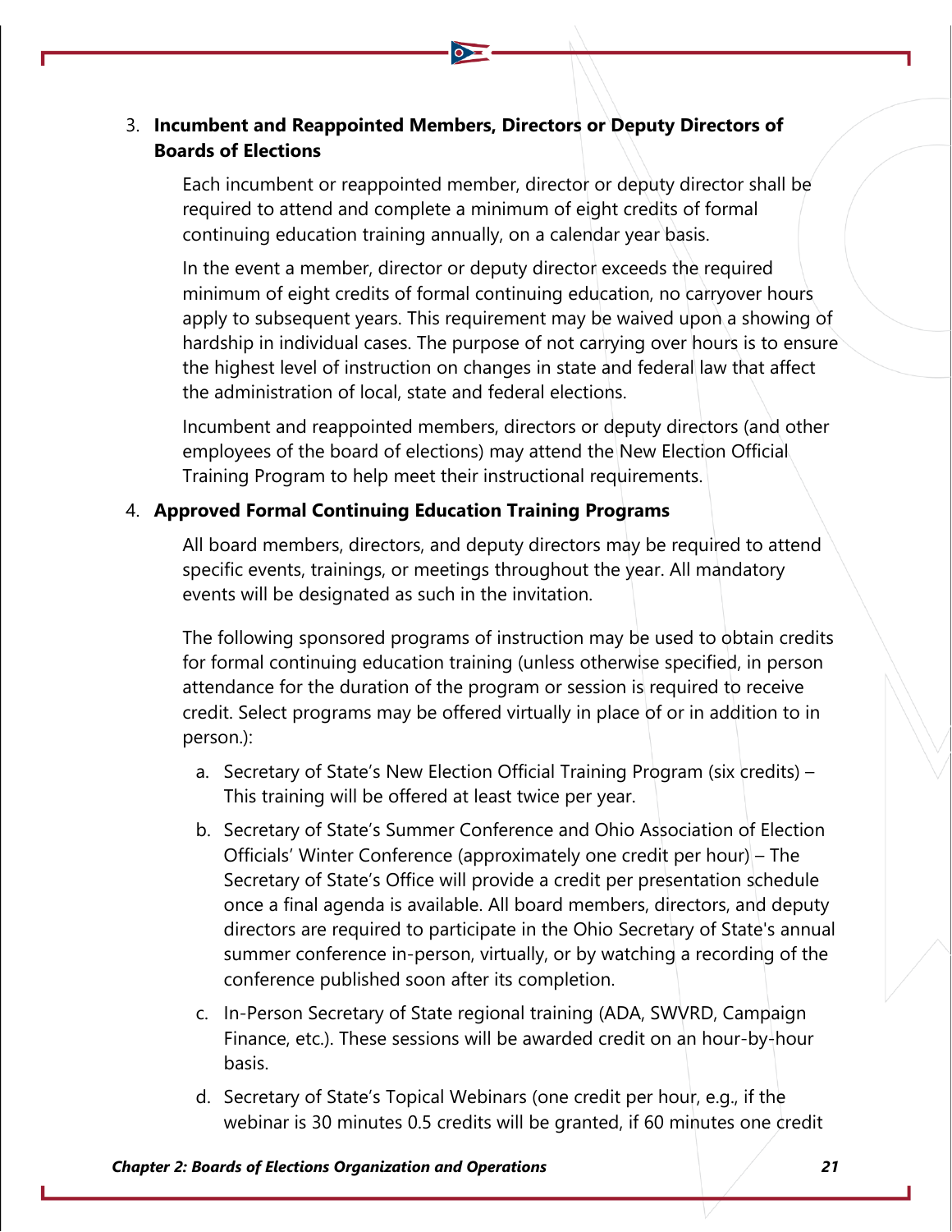3. **Incumbent and Reappointed Members, Directors or Deputy Directors of Boards of Elections**

   Each incumbent or reappointed member, director or deputy director shall be required to attend and complete a minimum of eight credits of formal continuing education training annually, on a calendar year basis.

   In the event a member, director or deputy director exceeds the required minimum of eight credits of formal continuing education, no carryover hours apply to subsequent years. This requirement may be waived upon a showing of hardship in individual cases. The purpose of not carrying over hours is to ensure the highest level of instruction on changes in state and federal law that affect the administration of local, state and federal elections.

   Incumbent and reappointed members, directors or deputy directors (and other employees of the board of elections) may attend the New Election Official Training Program to help meet their instructional requirements.

4. **Approved Formal Continuing Education Training Programs**

   All board members, directors, and deputy directors may be required to attend specific events, trainings, or meetings throughout the year. All mandatory events will be designated as such in the invitation.

   The following sponsored programs of instruction may be used to obtain credits for formal continuing education training (unless otherwise specified, in person attendance for the duration of the program or session is required to receive credit. Select programs may be offered virtually in place of or in addition to in person.):

   a. Secretary of State's New Election Official Training Program (six credits) – This training will be offered at least twice per year.

   b. Secretary of State's Summer Conference and Ohio Association of Election Officials' Winter Conference (approximately one credit per hour) – The Secretary of State's Office will provide a credit per presentation schedule once a final agenda is available. All board members, directors, and deputy directors are required to participate in the Ohio Secretary of State's annual summer conference in-person, virtually, or by watching a recording of the conference published soon after its completion.

   c. In-Person Secretary of State regional training (ADA, SWVRD, Campaign Finance, etc.). These sessions will be awarded credit on an hour-by-hour basis.

   d. Secretary of State's Topical Webinars (one credit per hour, e.g., if the webinar is 30 minutes 0.5 credits will be granted, if 60 minutes one credit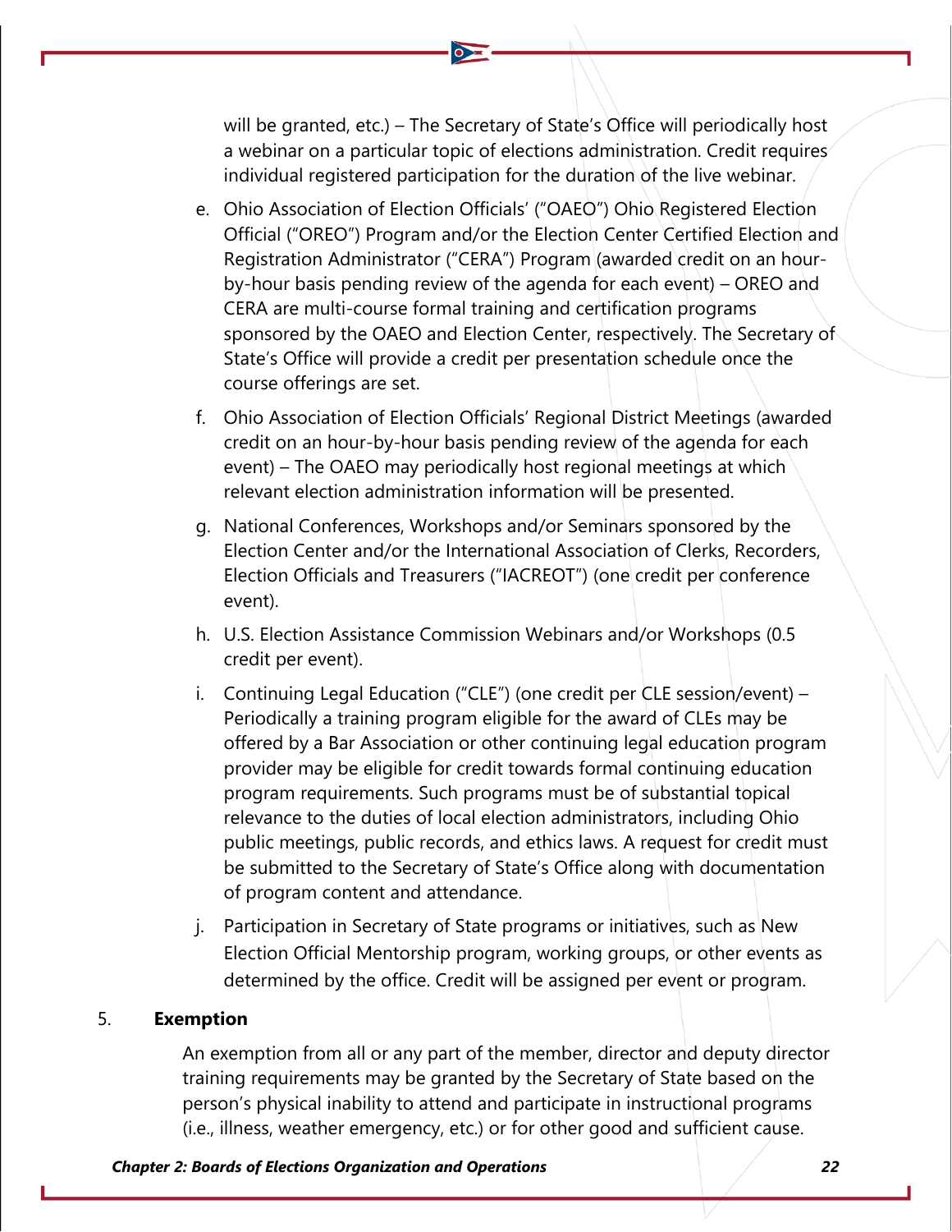will be granted, etc.) – The Secretary of State's Office will periodically host a webinar on a particular topic of elections administration. Credit requires individual registered participation for the duration of the live webinar.

e. Ohio Association of Election Officials' ("OAEO") Ohio Registered Election Official ("OREO") Program and/or the Election Center Certified Election and Registration Administrator ("CERA") Program (awarded credit on an hour-by-hour basis pending review of the agenda for each event) – OREO and CERA are multi-course formal training and certification programs sponsored by the OAEO and Election Center, respectively. The Secretary of State's Office will provide a credit per presentation schedule once the course offerings are set.

f. Ohio Association of Election Officials' Regional District Meetings (awarded credit on an hour-by-hour basis pending review of the agenda for each event) – The OAEO may periodically host regional meetings at which relevant election administration information will be presented.

g. National Conferences, Workshops and/or Seminars sponsored by the Election Center and/or the International Association of Clerks, Recorders, Election Officials and Treasurers ("IACREOT") (one credit per conference event).

h. U.S. Election Assistance Commission Webinars and/or Workshops (0.5 credit per event).

i. Continuing Legal Education ("CLE") (one credit per CLE session/event) – Periodically a training program eligible for the award of CLEs may be offered by a Bar Association or other continuing legal education program provider may be eligible for credit towards formal continuing education program requirements. Such programs must be of substantial topical relevance to the duties of local election administrators, including Ohio public meetings, public records, and ethics laws. A request for credit must be submitted to the Secretary of State's Office along with documentation of program content and attendance.

j. Participation in Secretary of State programs or initiatives, such as New Election Official Mentorship program, working groups, or other events as determined by the office. Credit will be assigned per event or program.

5. **Exemption**

An exemption from all or any part of the member, director and deputy director training requirements may be granted by the Secretary of State based on the person's physical inability to attend and participate in instructional programs (i.e., illness, weather emergency, etc.) or for other good and sufficient cause.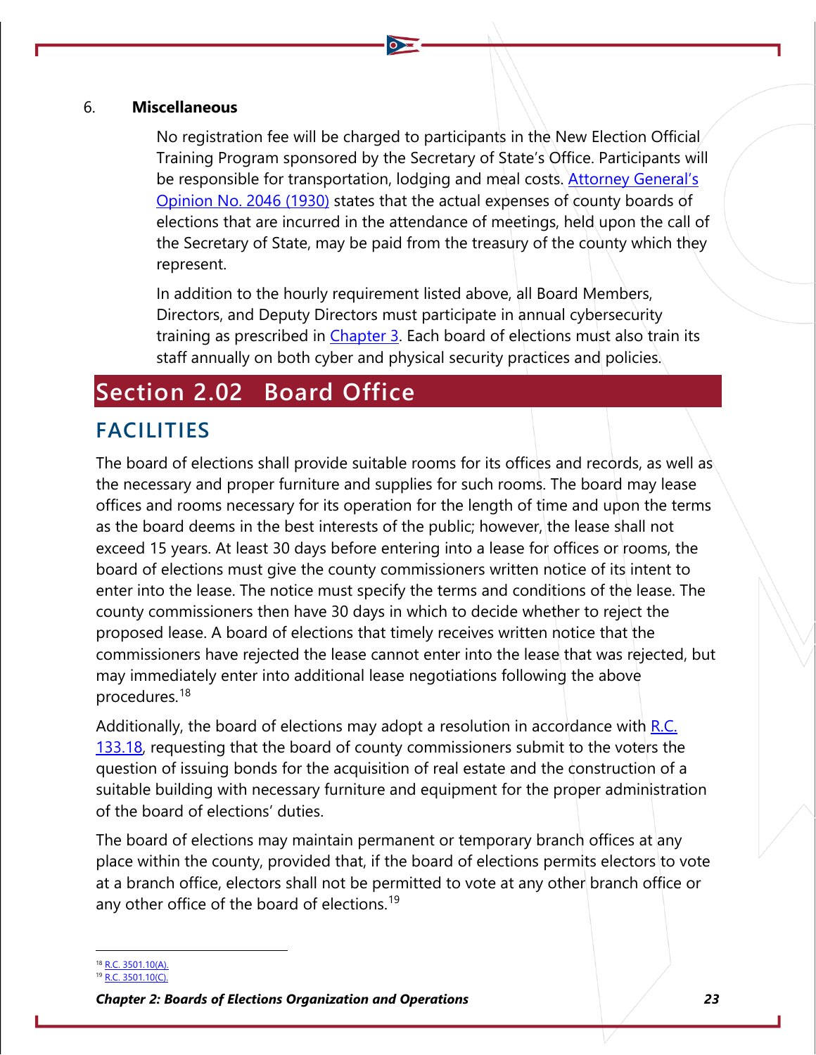6. **Miscellaneous**

No registration fee will be charged to participants in the New Election Official Training Program sponsored by the Secretary of State's Office. Participants will be responsible for transportation, lodging and meal costs. Attorney General's Opinion No. 2046 (1930) states that the actual expenses of county boards of elections that are incurred in the attendance of meetings, held upon the call of the Secretary of State, may be paid from the treasury of the county which they represent.

In addition to the hourly requirement listed above, all Board Members, Directors, and Deputy Directors must participate in annual cybersecurity training as prescribed in Chapter 3. Each board of elections must also train its staff annually on both cyber and physical security practices and policies.

# Section 2.02 Board Office

## FACILITIES

The board of elections shall provide suitable rooms for its offices and records, as well as the necessary and proper furniture and supplies for such rooms. The board may lease offices and rooms necessary for its operation for the length of time and upon the terms as the board deems in the best interests of the public; however, the lease shall not exceed 15 years. At least 30 days before entering into a lease for offices or rooms, the board of elections must give the county commissioners written notice of its intent to enter into the lease. The notice must specify the terms and conditions of the lease. The county commissioners then have 30 days in which to decide whether to reject the proposed lease. A board of elections that timely receives written notice that the commissioners have rejected the lease cannot enter into the lease that was rejected, but may immediately enter into additional lease negotiations following the above procedures.[18]

Additionally, the board of elections may adopt a resolution in accordance with R.C. 133.18, requesting that the board of county commissioners submit to the voters the question of issuing bonds for the acquisition of real estate and the construction of a suitable building with necessary furniture and equipment for the proper administration of the board of elections' duties.

The board of elections may maintain permanent or temporary branch offices at any place within the county, provided that, if the board of elections permits electors to vote at a branch office, electors shall not be permitted to vote at any other branch office or any other office of the board of elections.[19]

---

[18] R.C. 3501.10(A).

[19] R.C. 3501.10(C).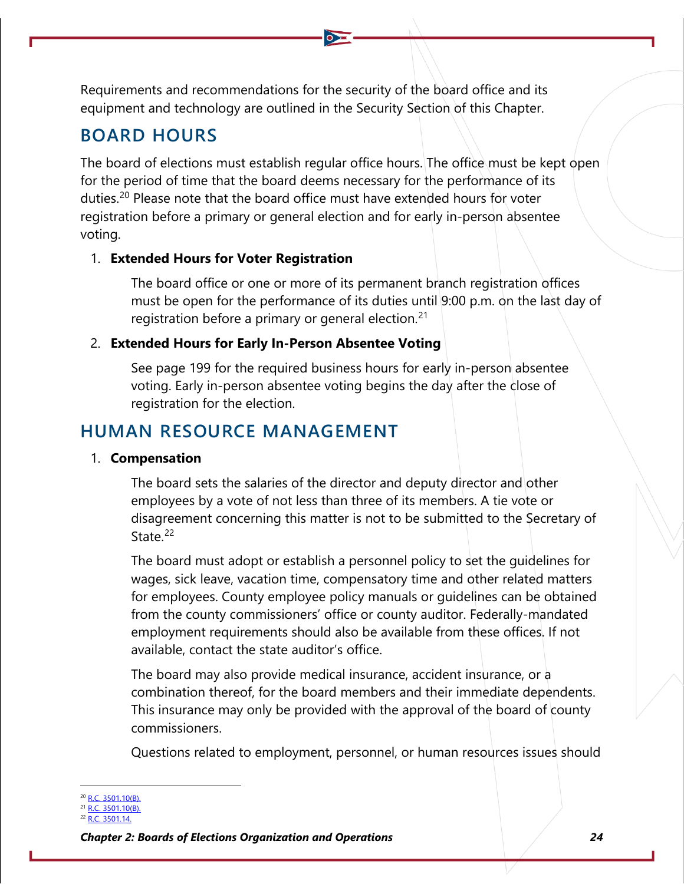Requirements and recommendations for the security of the board office and its equipment and technology are outlined in the Security Section of this Chapter.

## BOARD HOURS

The board of elections must establish regular office hours. The office must be kept open for the period of time that the board deems necessary for the performance of its duties.[20] Please note that the board office must have extended hours for voter registration before a primary or general election and for early in-person absentee voting.

1. **Extended Hours for Voter Registration**

   The board office or one or more of its permanent branch registration offices must be open for the performance of its duties until 9:00 p.m. on the last day of registration before a primary or general election.[21]

2. **Extended Hours for Early In-Person Absentee Voting**

   See page 199 for the required business hours for early in-person absentee voting. Early in-person absentee voting begins the day after the close of registration for the election.

## HUMAN RESOURCE MANAGEMENT

1. **Compensation**

   The board sets the salaries of the director and deputy director and other employees by a vote of not less than three of its members. A tie vote or disagreement concerning this matter is not to be submitted to the Secretary of State.[22]

   The board must adopt or establish a personnel policy to set the guidelines for wages, sick leave, vacation time, compensatory time and other related matters for employees. County employee policy manuals or guidelines can be obtained from the county commissioners' office or county auditor. Federally-mandated employment requirements should also be available from these offices. If not available, contact the state auditor's office.

   The board may also provide medical insurance, accident insurance, or a combination thereof, for the board members and their immediate dependents. This insurance may only be provided with the approval of the board of county commissioners.

   Questions related to employment, personnel, or human resources issues should

---

[20] R.C. 3501.10(B).
[21] R.C. 3501.10(B).
[22] R.C. 3501.14.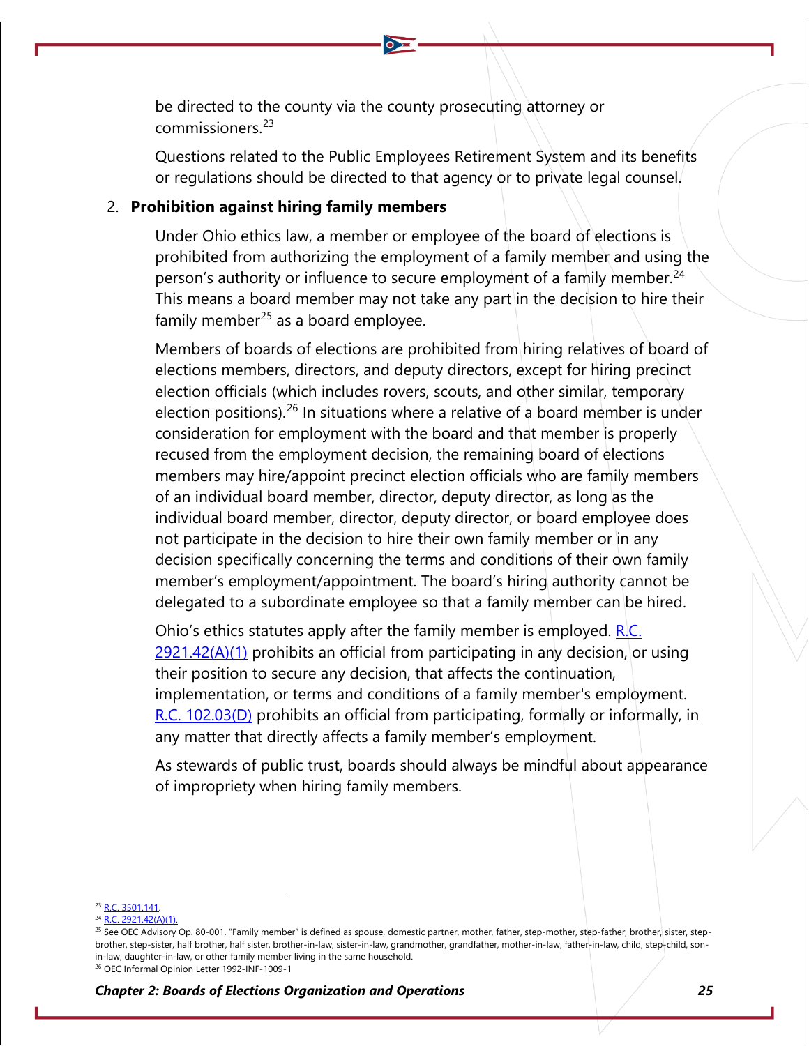be directed to the county via the county prosecuting attorney or commissioners.[23]

Questions related to the Public Employees Retirement System and its benefits or regulations should be directed to that agency or to private legal counsel.

2. **Prohibition against hiring family members**

   Under Ohio ethics law, a member or employee of the board of elections is prohibited from authorizing the employment of a family member and using the person's authority or influence to secure employment of a family member.[24] This means a board member may not take any part in the decision to hire their family member[25] as a board employee.

   Members of boards of elections are prohibited from hiring relatives of board of elections members, directors, and deputy directors, except for hiring precinct election officials (which includes rovers, scouts, and other similar, temporary election positions).[26] In situations where a relative of a board member is under consideration for employment with the board and that member is properly recused from the employment decision, the remaining board of elections members may hire/appoint precinct election officials who are family members of an individual board member, director, deputy director, as long as the individual board member, director, deputy director, or board employee does not participate in the decision to hire their own family member or in any decision specifically concerning the terms and conditions of their own family member's employment/appointment. The board's hiring authority cannot be delegated to a subordinate employee so that a family member can be hired.

   Ohio's ethics statutes apply after the family member is employed. R.C. 2921.42(A)(1) prohibits an official from participating in any decision, or using their position to secure any decision, that affects the continuation, implementation, or terms and conditions of a family member's employment. R.C. 102.03(D) prohibits an official from participating, formally or informally, in any matter that directly affects a family member's employment.

   As stewards of public trust, boards should always be mindful about appearance of impropriety when hiring family members.

---

[23] R.C. 3501.141.

[24] R.C. 2921.42(A)(1).

[25] See OEC Advisory Op. 80-001. "Family member" is defined as spouse, domestic partner, mother, father, step-mother, step-father, brother, sister, step-brother, step-sister, half brother, half sister, brother-in-law, sister-in-law, grandmother, grandfather, mother-in-law, father-in-law, child, step-child, son-in-law, daughter-in-law, or other family member living in the same household.

[26] OEC Informal Opinion Letter 1992-INF-1009-1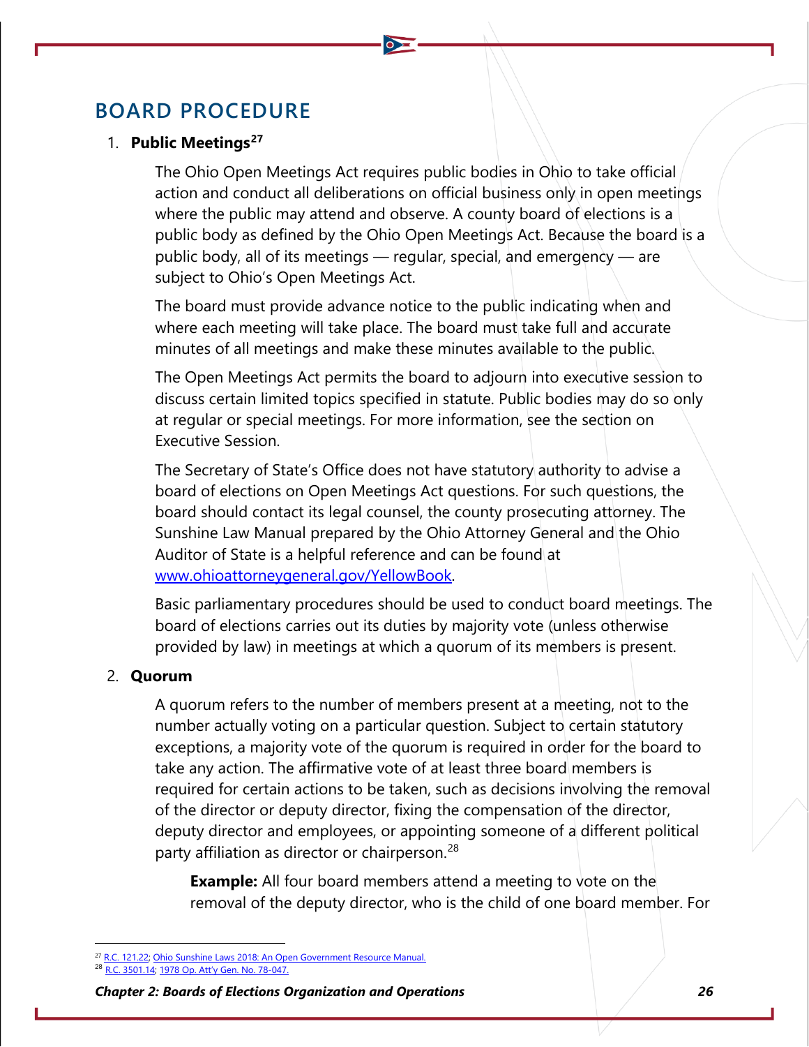## BOARD PROCEDURE

1. **Public Meetings**[27]

   The Ohio Open Meetings Act requires public bodies in Ohio to take official action and conduct all deliberations on official business only in open meetings where the public may attend and observe. A county board of elections is a public body as defined by the Ohio Open Meetings Act. Because the board is a public body, all of its meetings — regular, special, and emergency — are subject to Ohio's Open Meetings Act.

   The board must provide advance notice to the public indicating when and where each meeting will take place. The board must take full and accurate minutes of all meetings and make these minutes available to the public.

   The Open Meetings Act permits the board to adjourn into executive session to discuss certain limited topics specified in statute. Public bodies may do so only at regular or special meetings. For more information, see the section on Executive Session.

   The Secretary of State's Office does not have statutory authority to advise a board of elections on Open Meetings Act questions. For such questions, the board should contact its legal counsel, the county prosecuting attorney. The Sunshine Law Manual prepared by the Ohio Attorney General and the Ohio Auditor of State is a helpful reference and can be found at [www.ohioattorneygeneral.gov/YellowBook](www.ohioattorneygeneral.gov/YellowBook).

   Basic parliamentary procedures should be used to conduct board meetings. The board of elections carries out its duties by majority vote (unless otherwise provided by law) in meetings at which a quorum of its members is present.

2. **Quorum**

   A quorum refers to the number of members present at a meeting, not to the number actually voting on a particular question. Subject to certain statutory exceptions, a majority vote of the quorum is required in order for the board to take any action. The affirmative vote of at least three board members is required for certain actions to be taken, such as decisions involving the removal of the director or deputy director, fixing the compensation of the director, deputy director and employees, or appointing someone of a different political party affiliation as director or chairperson.[28]

   **Example:** All four board members attend a meeting to vote on the removal of the deputy director, who is the child of one board member. For

---

[27] R.C. 121.22; Ohio Sunshine Laws 2018: An Open Government Resource Manual.

[28] R.C. 3501.14; 1978 Op. Att'y Gen. No. 78-047.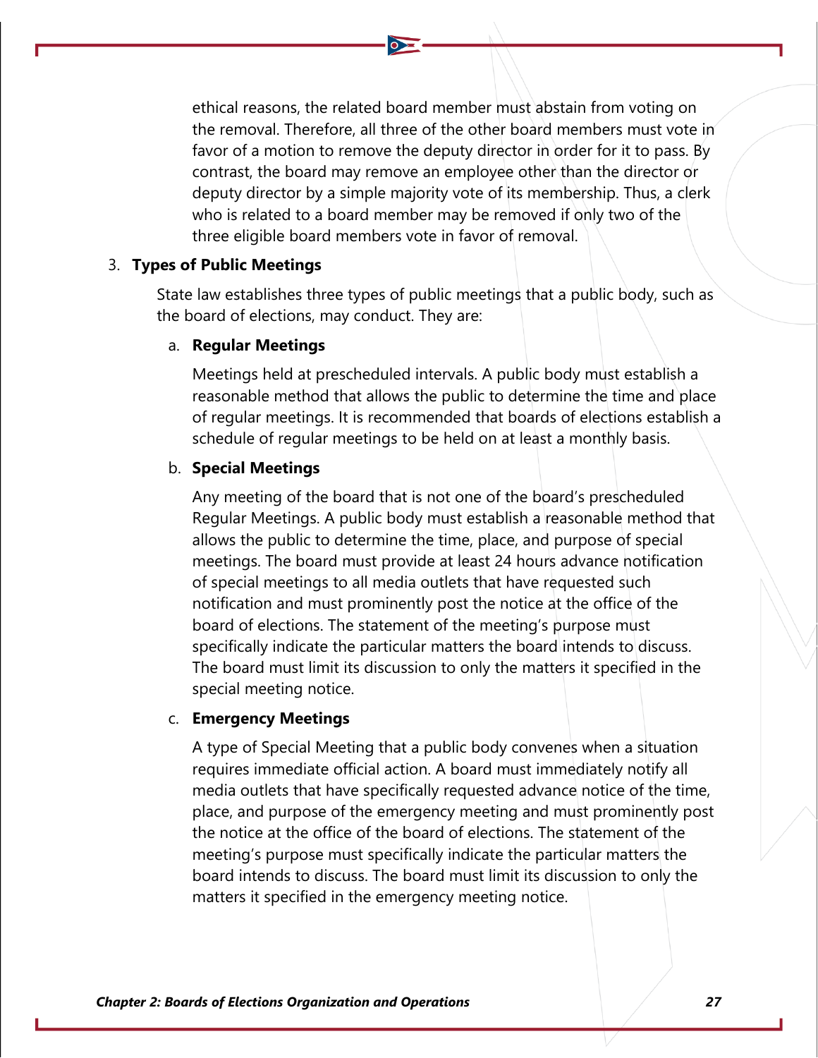ethical reasons, the related board member must abstain from voting on the removal. Therefore, all three of the other board members must vote in favor of a motion to remove the deputy director in order for it to pass. By contrast, the board may remove an employee other than the director or deputy director by a simple majority vote of its membership. Thus, a clerk who is related to a board member may be removed if only two of the three eligible board members vote in favor of removal.

3. **Types of Public Meetings**

   State law establishes three types of public meetings that a public body, such as the board of elections, may conduct. They are:

   a. **Regular Meetings**

      Meetings held at prescheduled intervals. A public body must establish a reasonable method that allows the public to determine the time and place of regular meetings. It is recommended that boards of elections establish a schedule of regular meetings to be held on at least a monthly basis.

   b. **Special Meetings**

      Any meeting of the board that is not one of the board's prescheduled Regular Meetings. A public body must establish a reasonable method that allows the public to determine the time, place, and purpose of special meetings. The board must provide at least 24 hours advance notification of special meetings to all media outlets that have requested such notification and must prominently post the notice at the office of the board of elections. The statement of the meeting's purpose must specifically indicate the particular matters the board intends to discuss. The board must limit its discussion to only the matters it specified in the special meeting notice.

   c. **Emergency Meetings**

      A type of Special Meeting that a public body convenes when a situation requires immediate official action. A board must immediately notify all media outlets that have specifically requested advance notice of the time, place, and purpose of the emergency meeting and must prominently post the notice at the office of the board of elections. The statement of the meeting's purpose must specifically indicate the particular matters the board intends to discuss. The board must limit its discussion to only the matters it specified in the emergency meeting notice.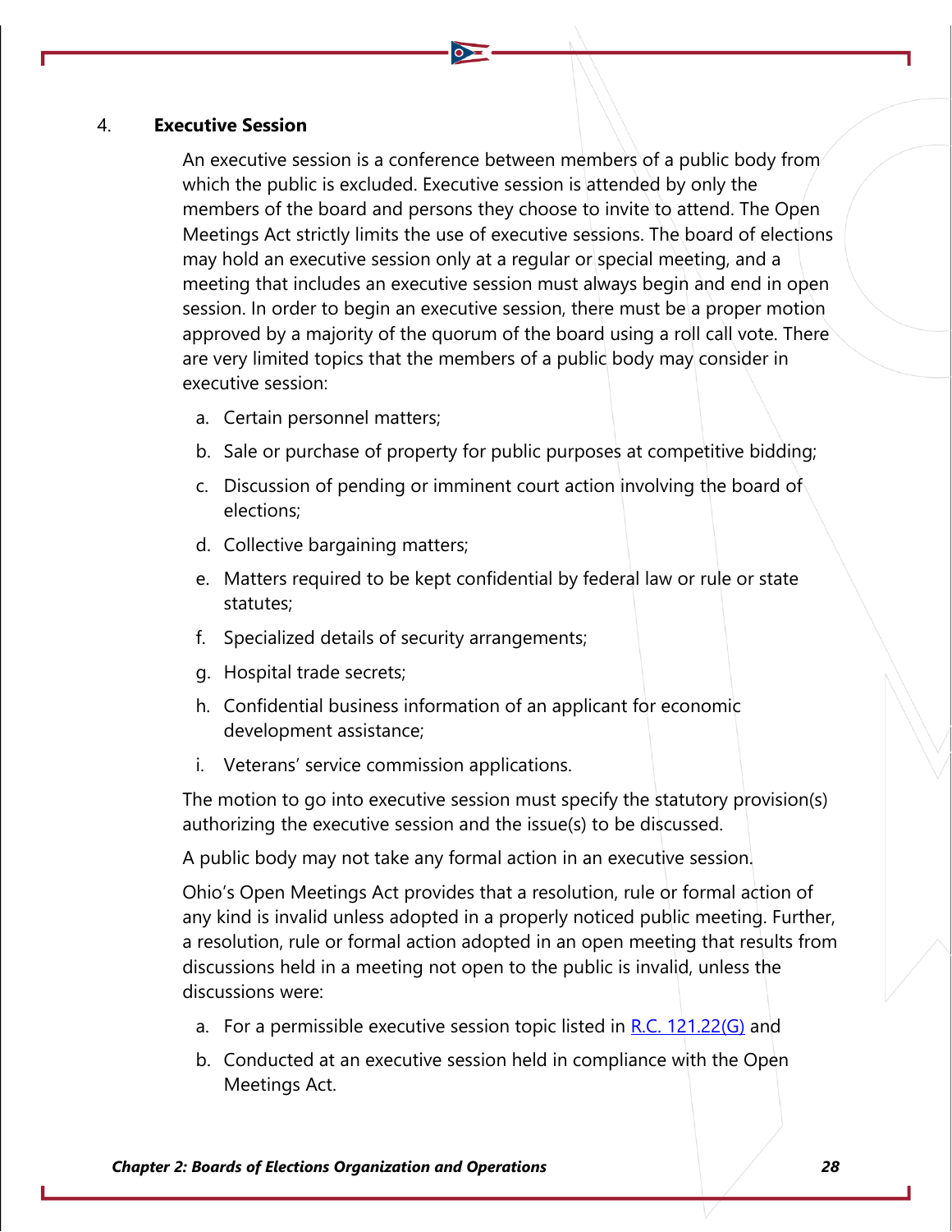4. **Executive Session**

An executive session is a conference between members of a public body from which the public is excluded. Executive session is attended by only the members of the board and persons they choose to invite to attend. The Open Meetings Act strictly limits the use of executive sessions. The board of elections may hold an executive session only at a regular or special meeting, and a meeting that includes an executive session must always begin and end in open session. In order to begin an executive session, there must be a proper motion approved by a majority of the quorum of the board using a roll call vote. There are very limited topics that the members of a public body may consider in executive session:

a. Certain personnel matters;
b. Sale or purchase of property for public purposes at competitive bidding;
c. Discussion of pending or imminent court action involving the board of elections;
d. Collective bargaining matters;
e. Matters required to be kept confidential by federal law or rule or state statutes;
f. Specialized details of security arrangements;
g. Hospital trade secrets;
h. Confidential business information of an applicant for economic development assistance;
i. Veterans' service commission applications.

The motion to go into executive session must specify the statutory provision(s) authorizing the executive session and the issue(s) to be discussed.

A public body may not take any formal action in an executive session.

Ohio's Open Meetings Act provides that a resolution, rule or formal action of any kind is invalid unless adopted in a properly noticed public meeting. Further, a resolution, rule or formal action adopted in an open meeting that results from discussions held in a meeting not open to the public is invalid, unless the discussions were:

a. For a permissible executive session topic listed in [R.C. 121.22(G)]() and
b. Conducted at an executive session held in compliance with the Open Meetings Act.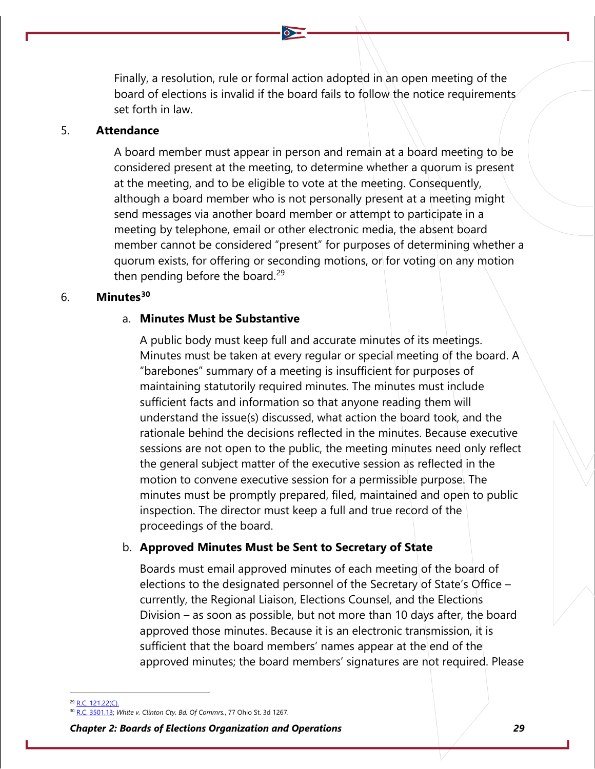Finally, a resolution, rule or formal action adopted in an open meeting of the board of elections is invalid if the board fails to follow the notice requirements set forth in law.

## 5. Attendance

A board member must appear in person and remain at a board meeting to be considered present at the meeting, to determine whether a quorum is present at the meeting, and to be eligible to vote at the meeting. Consequently, although a board member who is not personally present at a meeting might send messages via another board member or attempt to participate in a meeting by telephone, email or other electronic media, the absent board member cannot be considered "present" for purposes of determining whether a quorum exists, for offering or seconding motions, or for voting on any motion then pending before the board.[29]

## 6. Minutes[30]

### a. Minutes Must be Substantive

A public body must keep full and accurate minutes of its meetings. Minutes must be taken at every regular or special meeting of the board. A "barebones" summary of a meeting is insufficient for purposes of maintaining statutorily required minutes. The minutes must include sufficient facts and information so that anyone reading them will understand the issue(s) discussed, what action the board took, and the rationale behind the decisions reflected in the minutes. Because executive sessions are not open to the public, the meeting minutes need only reflect the general subject matter of the executive session as reflected in the motion to convene executive session for a permissible purpose. The minutes must be promptly prepared, filed, maintained and open to public inspection. The director must keep a full and true record of the proceedings of the board.

### b. Approved Minutes Must be Sent to Secretary of State

Boards must email approved minutes of each meeting of the board of elections to the designated personnel of the Secretary of State's Office – currently, the Regional Liaison, Elections Counsel, and the Elections Division – as soon as possible, but not more than 10 days after, the board approved those minutes. Because it is an electronic transmission, it is sufficient that the board members' names appear at the end of the approved minutes; the board members' signatures are not required. Please

---

[29] R.C. 121.22(C).

[30] R.C. 3501.13; *White v. Clinton Cty. Bd. Of Commrs.*, 77 Ohio St. 3d 1267.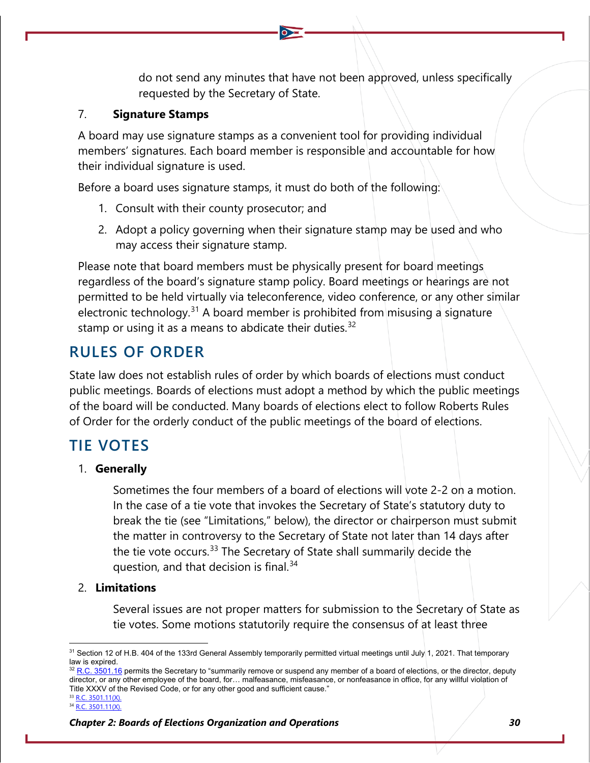do not send any minutes that have not been approved, unless specifically requested by the Secretary of State.

7. **Signature Stamps**

A board may use signature stamps as a convenient tool for providing individual members' signatures. Each board member is responsible and accountable for how their individual signature is used.

Before a board uses signature stamps, it must do both of the following:

1. Consult with their county prosecutor; and
2. Adopt a policy governing when their signature stamp may be used and who may access their signature stamp.

Please note that board members must be physically present for board meetings regardless of the board's signature stamp policy. Board meetings or hearings are not permitted to be held virtually via teleconference, video conference, or any other similar electronic technology.[31] A board member is prohibited from misusing a signature stamp or using it as a means to abdicate their duties.[32]

## RULES OF ORDER

State law does not establish rules of order by which boards of elections must conduct public meetings. Boards of elections must adopt a method by which the public meetings of the board will be conducted. Many boards of elections elect to follow Roberts Rules of Order for the orderly conduct of the public meetings of the board of elections.

## TIE VOTES

1. **Generally**

   Sometimes the four members of a board of elections will vote 2-2 on a motion. In the case of a tie vote that invokes the Secretary of State's statutory duty to break the tie (see "Limitations," below), the director or chairperson must submit the matter in controversy to the Secretary of State not later than 14 days after the tie vote occurs.[33] The Secretary of State shall summarily decide the question, and that decision is final.[34]

2. **Limitations**

   Several issues are not proper matters for submission to the Secretary of State as tie votes. Some motions statutorily require the consensus of at least three

---

[31] Section 12 of H.B. 404 of the 133rd General Assembly temporarily permitted virtual meetings until July 1, 2021. That temporary law is expired.

[32] R.C. 3501.16 permits the Secretary to "summarily remove or suspend any member of a board of elections, or the director, deputy director, or any other employee of the board, for… malfeasance, misfeasance, or nonfeasance in office, for any willful violation of Title XXXV of the Revised Code, or for any other good and sufficient cause."

[33] R.C. 3501.11(X).

[34] R.C. 3501.11(X).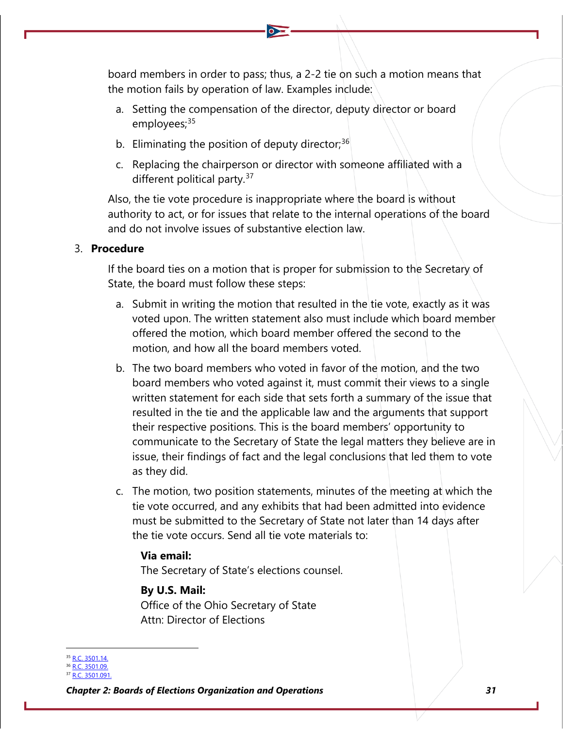board members in order to pass; thus, a 2-2 tie on such a motion means that the motion fails by operation of law. Examples include:

a. Setting the compensation of the director, deputy director or board employees;[35]

b. Eliminating the position of deputy director;[36]

c. Replacing the chairperson or director with someone affiliated with a different political party.[37]

Also, the tie vote procedure is inappropriate where the board is without authority to act, or for issues that relate to the internal operations of the board and do not involve issues of substantive election law.

3. **Procedure**

If the board ties on a motion that is proper for submission to the Secretary of State, the board must follow these steps:

a. Submit in writing the motion that resulted in the tie vote, exactly as it was voted upon. The written statement also must include which board member offered the motion, which board member offered the second to the motion, and how all the board members voted.

b. The two board members who voted in favor of the motion, and the two board members who voted against it, must commit their views to a single written statement for each side that sets forth a summary of the issue that resulted in the tie and the applicable law and the arguments that support their respective positions. This is the board members' opportunity to communicate to the Secretary of State the legal matters they believe are in issue, their findings of fact and the legal conclusions that led them to vote as they did.

c. The motion, two position statements, minutes of the meeting at which the tie vote occurred, and any exhibits that had been admitted into evidence must be submitted to the Secretary of State not later than 14 days after the tie vote occurs. Send all tie vote materials to:

**Via email:**
The Secretary of State's elections counsel.

**By U.S. Mail:**
Office of the Ohio Secretary of State
Attn: Director of Elections

---

[35] R.C. 3501.14.
[36] R.C. 3501.09.
[37] R.C. 3501.091.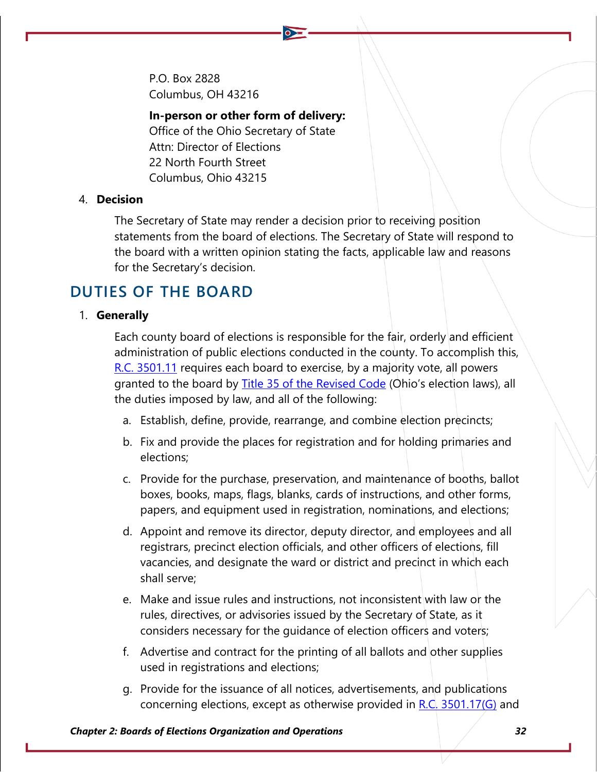P.O. Box 2828
Columbus, OH 43216

**In-person or other form of delivery:**
Office of the Ohio Secretary of State
Attn: Director of Elections
22 North Fourth Street
Columbus, Ohio 43215

4. **Decision**

   The Secretary of State may render a decision prior to receiving position statements from the board of elections. The Secretary of State will respond to the board with a written opinion stating the facts, applicable law and reasons for the Secretary's decision.

## DUTIES OF THE BOARD

1. **Generally**

   Each county board of elections is responsible for the fair, orderly and efficient administration of public elections conducted in the county. To accomplish this, R.C. 3501.11 requires each board to exercise, by a majority vote, all powers granted to the board by Title 35 of the Revised Code (Ohio's election laws), all the duties imposed by law, and all of the following:

   a. Establish, define, provide, rearrange, and combine election precincts;

   b. Fix and provide the places for registration and for holding primaries and elections;

   c. Provide for the purchase, preservation, and maintenance of booths, ballot boxes, books, maps, flags, blanks, cards of instructions, and other forms, papers, and equipment used in registration, nominations, and elections;

   d. Appoint and remove its director, deputy director, and employees and all registrars, precinct election officials, and other officers of elections, fill vacancies, and designate the ward or district and precinct in which each shall serve;

   e. Make and issue rules and instructions, not inconsistent with law or the rules, directives, or advisories issued by the Secretary of State, as it considers necessary for the guidance of election officers and voters;

   f. Advertise and contract for the printing of all ballots and other supplies used in registrations and elections;

   g. Provide for the issuance of all notices, advertisements, and publications concerning elections, except as otherwise provided in R.C. 3501.17(G) and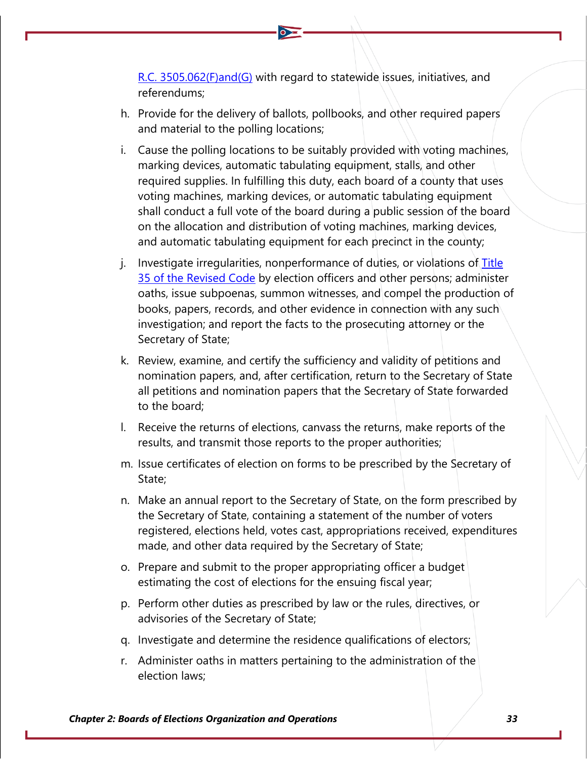[R.C. 3505.062(F)and(G)](#) with regard to statewide issues, initiatives, and referendums;

h. Provide for the delivery of ballots, pollbooks, and other required papers and material to the polling locations;

i. Cause the polling locations to be suitably provided with voting machines, marking devices, automatic tabulating equipment, stalls, and other required supplies. In fulfilling this duty, each board of a county that uses voting machines, marking devices, or automatic tabulating equipment shall conduct a full vote of the board during a public session of the board on the allocation and distribution of voting machines, marking devices, and automatic tabulating equipment for each precinct in the county;

j. Investigate irregularities, nonperformance of duties, or violations of [Title 35 of the Revised Code](#) by election officers and other persons; administer oaths, issue subpoenas, summon witnesses, and compel the production of books, papers, records, and other evidence in connection with any such investigation; and report the facts to the prosecuting attorney or the Secretary of State;

k. Review, examine, and certify the sufficiency and validity of petitions and nomination papers, and, after certification, return to the Secretary of State all petitions and nomination papers that the Secretary of State forwarded to the board;

l. Receive the returns of elections, canvass the returns, make reports of the results, and transmit those reports to the proper authorities;

m. Issue certificates of election on forms to be prescribed by the Secretary of State;

n. Make an annual report to the Secretary of State, on the form prescribed by the Secretary of State, containing a statement of the number of voters registered, elections held, votes cast, appropriations received, expenditures made, and other data required by the Secretary of State;

o. Prepare and submit to the proper appropriating officer a budget estimating the cost of elections for the ensuing fiscal year;

p. Perform other duties as prescribed by law or the rules, directives, or advisories of the Secretary of State;

q. Investigate and determine the residence qualifications of electors;

r. Administer oaths in matters pertaining to the administration of the election laws;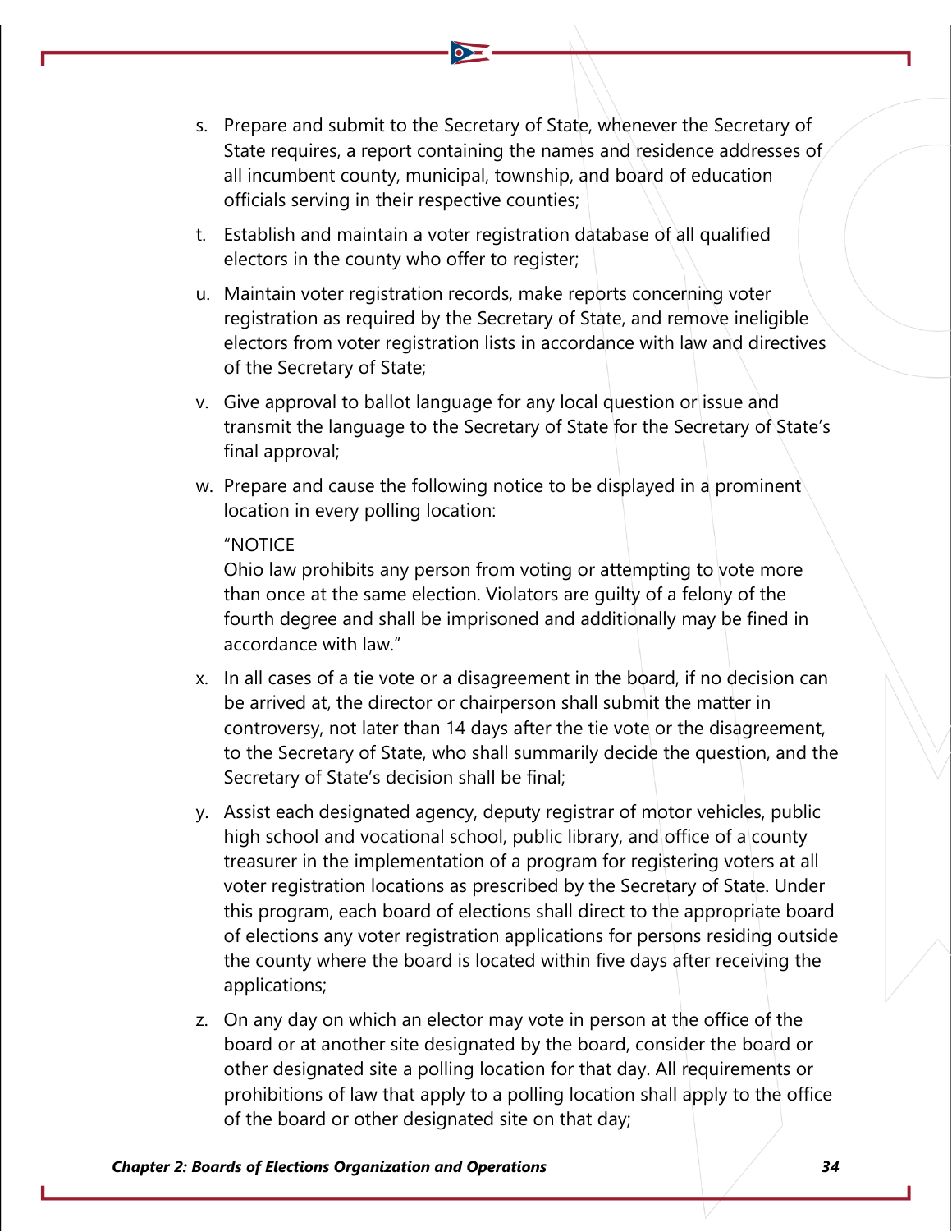s. Prepare and submit to the Secretary of State, whenever the Secretary of State requires, a report containing the names and residence addresses of all incumbent county, municipal, township, and board of education officials serving in their respective counties;

t. Establish and maintain a voter registration database of all qualified electors in the county who offer to register;

u. Maintain voter registration records, make reports concerning voter registration as required by the Secretary of State, and remove ineligible electors from voter registration lists in accordance with law and directives of the Secretary of State;

v. Give approval to ballot language for any local question or issue and transmit the language to the Secretary of State for the Secretary of State's final approval;

w. Prepare and cause the following notice to be displayed in a prominent location in every polling location:

   "NOTICE
   Ohio law prohibits any person from voting or attempting to vote more than once at the same election. Violators are guilty of a felony of the fourth degree and shall be imprisoned and additionally may be fined in accordance with law."

x. In all cases of a tie vote or a disagreement in the board, if no decision can be arrived at, the director or chairperson shall submit the matter in controversy, not later than 14 days after the tie vote or the disagreement, to the Secretary of State, who shall summarily decide the question, and the Secretary of State's decision shall be final;

y. Assist each designated agency, deputy registrar of motor vehicles, public high school and vocational school, public library, and office of a county treasurer in the implementation of a program for registering voters at all voter registration locations as prescribed by the Secretary of State. Under this program, each board of elections shall direct to the appropriate board of elections any voter registration applications for persons residing outside the county where the board is located within five days after receiving the applications;

z. On any day on which an elector may vote in person at the office of the board or at another site designated by the board, consider the board or other designated site a polling location for that day. All requirements or prohibitions of law that apply to a polling location shall apply to the office of the board or other designated site on that day;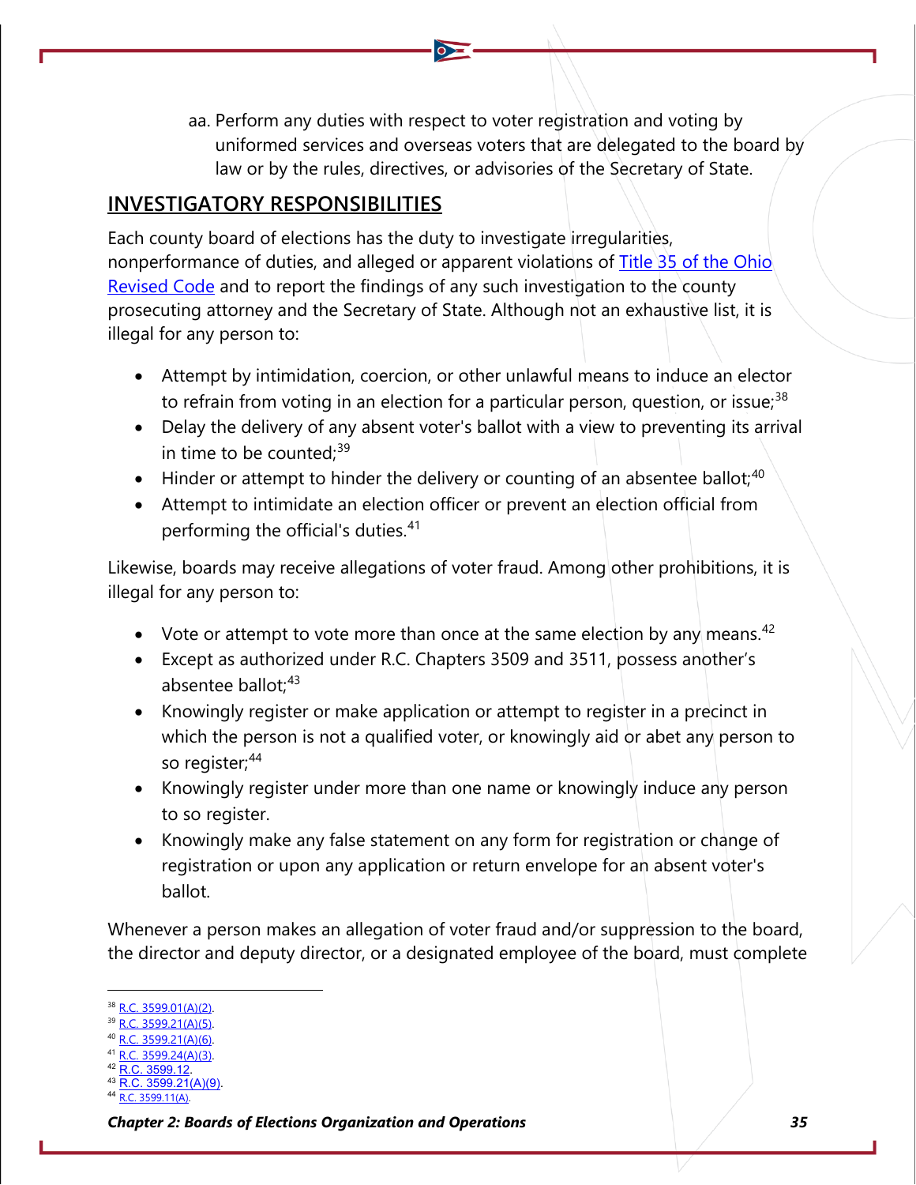aa. Perform any duties with respect to voter registration and voting by uniformed services and overseas voters that are delegated to the board by law or by the rules, directives, or advisories of the Secretary of State.

## INVESTIGATORY RESPONSIBILITIES

Each county board of elections has the duty to investigate irregularities, nonperformance of duties, and alleged or apparent violations of Title 35 of the Ohio Revised Code and to report the findings of any such investigation to the county prosecuting attorney and the Secretary of State. Although not an exhaustive list, it is illegal for any person to:

- Attempt by intimidation, coercion, or other unlawful means to induce an elector to refrain from voting in an election for a particular person, question, or issue;[38]
- Delay the delivery of any absent voter's ballot with a view to preventing its arrival in time to be counted;[39]
- Hinder or attempt to hinder the delivery or counting of an absentee ballot;[40]
- Attempt to intimidate an election officer or prevent an election official from performing the official's duties.[41]

Likewise, boards may receive allegations of voter fraud. Among other prohibitions, it is illegal for any person to:

- Vote or attempt to vote more than once at the same election by any means.[42]
- Except as authorized under R.C. Chapters 3509 and 3511, possess another's absentee ballot;[43]
- Knowingly register or make application or attempt to register in a precinct in which the person is not a qualified voter, or knowingly aid or abet any person to so register;[44]
- Knowingly register under more than one name or knowingly induce any person to so register.
- Knowingly make any false statement on any form for registration or change of registration or upon any application or return envelope for an absent voter's ballot.

Whenever a person makes an allegation of voter fraud and/or suppression to the board, the director and deputy director, or a designated employee of the board, must complete

---

[38] R.C. 3599.01(A)(2).
[39] R.C. 3599.21(A)(5).
[40] R.C. 3599.21(A)(6).
[41] R.C. 3599.24(A)(3).
[42] R.C. 3599.12.
[43] R.C. 3599.21(A)(9).
[44] R.C. 3599.11(A).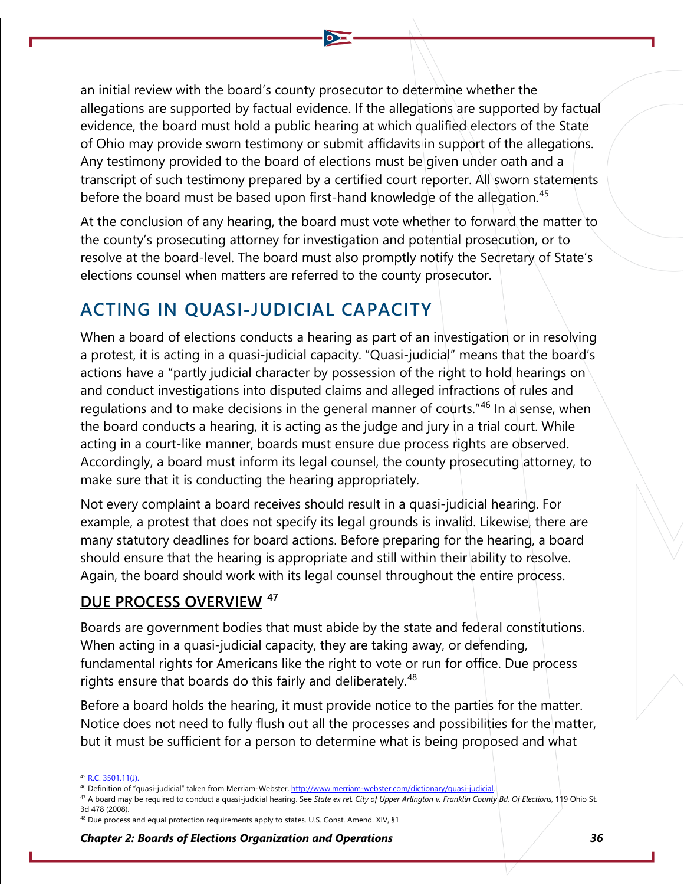an initial review with the board's county prosecutor to determine whether the allegations are supported by factual evidence. If the allegations are supported by factual evidence, the board must hold a public hearing at which qualified electors of the State of Ohio may provide sworn testimony or submit affidavits in support of the allegations. Any testimony provided to the board of elections must be given under oath and a transcript of such testimony prepared by a certified court reporter. All sworn statements before the board must be based upon first-hand knowledge of the allegation.[45]

At the conclusion of any hearing, the board must vote whether to forward the matter to the county's prosecuting attorney for investigation and potential prosecution, or to resolve at the board-level. The board must also promptly notify the Secretary of State's elections counsel when matters are referred to the county prosecutor.

## ACTING IN QUASI-JUDICIAL CAPACITY

When a board of elections conducts a hearing as part of an investigation or in resolving a protest, it is acting in a quasi-judicial capacity. "Quasi-judicial" means that the board's actions have a "partly judicial character by possession of the right to hold hearings on and conduct investigations into disputed claims and alleged infractions of rules and regulations and to make decisions in the general manner of courts."[46] In a sense, when the board conducts a hearing, it is acting as the judge and jury in a trial court. While acting in a court-like manner, boards must ensure due process rights are observed. Accordingly, a board must inform its legal counsel, the county prosecuting attorney, to make sure that it is conducting the hearing appropriately.

Not every complaint a board receives should result in a quasi-judicial hearing. For example, a protest that does not specify its legal grounds is invalid. Likewise, there are many statutory deadlines for board actions. Before preparing for the hearing, a board should ensure that the hearing is appropriate and still within their ability to resolve. Again, the board should work with its legal counsel throughout the entire process.

### DUE PROCESS OVERVIEW [47]

Boards are government bodies that must abide by the state and federal constitutions. When acting in a quasi-judicial capacity, they are taking away, or defending, fundamental rights for Americans like the right to vote or run for office. Due process rights ensure that boards do this fairly and deliberately.[48]

Before a board holds the hearing, it must provide notice to the parties for the matter. Notice does not need to fully flush out all the processes and possibilities for the matter, but it must be sufficient for a person to determine what is being proposed and what

---

[45] R.C. 3501.11(J).

[46] Definition of "quasi-judicial" taken from Merriam-Webster, http://www.merriam-webster.com/dictionary/quasi-judicial.

[47] A board may be required to conduct a quasi-judicial hearing. See *State ex rel. City of Upper Arlington v. Franklin County Bd. Of Elections*, 119 Ohio St. 3d 478 (2008).

[48] Due process and equal protection requirements apply to states. U.S. Const. Amend. XIV, §1.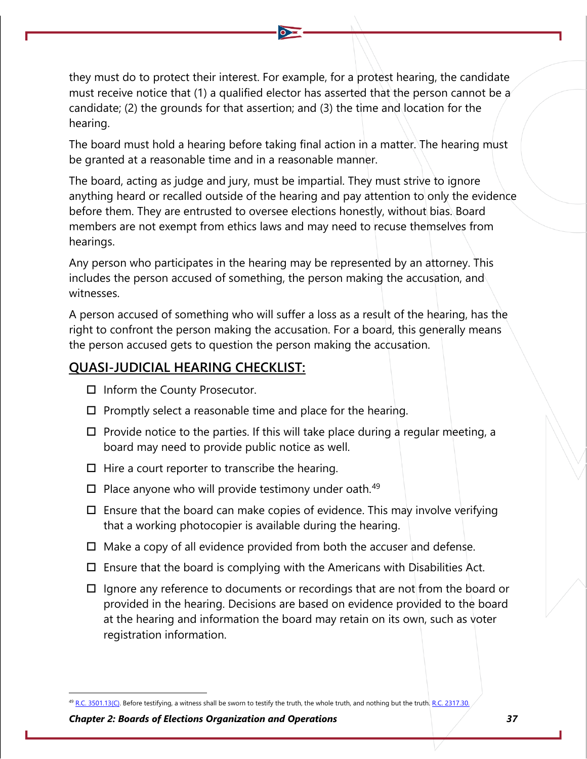they must do to protect their interest. For example, for a protest hearing, the candidate must receive notice that (1) a qualified elector has asserted that the person cannot be a candidate; (2) the grounds for that assertion; and (3) the time and location for the hearing.

The board must hold a hearing before taking final action in a matter. The hearing must be granted at a reasonable time and in a reasonable manner.

The board, acting as judge and jury, must be impartial. They must strive to ignore anything heard or recalled outside of the hearing and pay attention to only the evidence before them. They are entrusted to oversee elections honestly, without bias. Board members are not exempt from ethics laws and may need to recuse themselves from hearings.

Any person who participates in the hearing may be represented by an attorney. This includes the person accused of something, the person making the accusation, and witnesses.

A person accused of something who will suffer a loss as a result of the hearing, has the right to confront the person making the accusation. For a board, this generally means the person accused gets to question the person making the accusation.

## QUASI-JUDICIAL HEARING CHECKLIST:

- ☐ Inform the County Prosecutor.
- ☐ Promptly select a reasonable time and place for the hearing.
- ☐ Provide notice to the parties. If this will take place during a regular meeting, a board may need to provide public notice as well.
- ☐ Hire a court reporter to transcribe the hearing.
- ☐ Place anyone who will provide testimony under oath.[49]
- ☐ Ensure that the board can make copies of evidence. This may involve verifying that a working photocopier is available during the hearing.
- ☐ Make a copy of all evidence provided from both the accuser and defense.
- ☐ Ensure that the board is complying with the Americans with Disabilities Act.
- ☐ Ignore any reference to documents or recordings that are not from the board or provided in the hearing. Decisions are based on evidence provided to the board at the hearing and information the board may retain on its own, such as voter registration information.

---

[49] R.C. 3501.13(C). Before testifying, a witness shall be sworn to testify the truth, the whole truth, and nothing but the truth. R.C. 2317.30.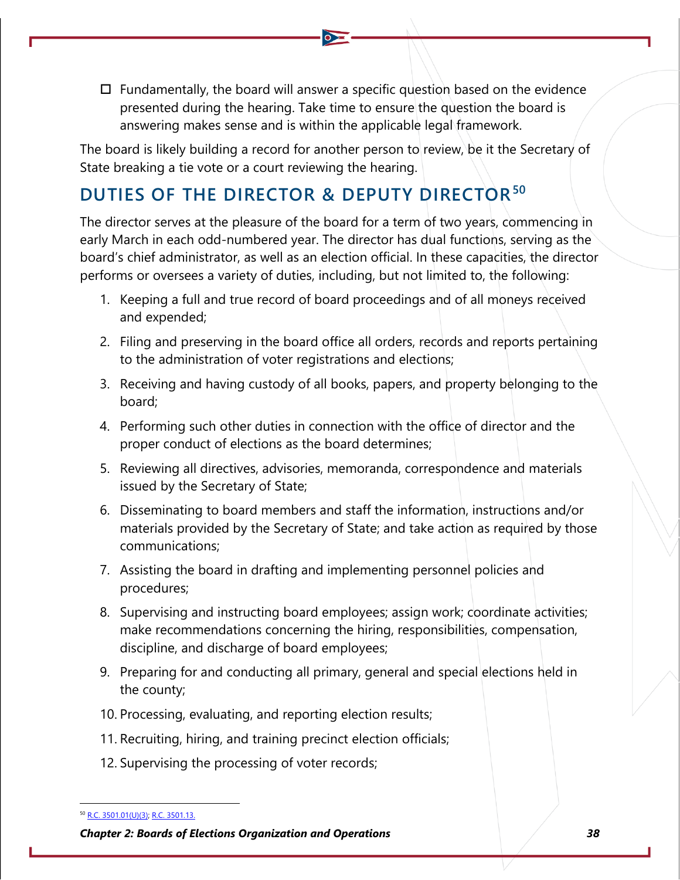- ☐ Fundamentally, the board will answer a specific question based on the evidence presented during the hearing. Take time to ensure the question the board is answering makes sense and is within the applicable legal framework.

The board is likely building a record for another person to review, be it the Secretary of State breaking a tie vote or a court reviewing the hearing.

## DUTIES OF THE DIRECTOR & DEPUTY DIRECTOR[50]

The director serves at the pleasure of the board for a term of two years, commencing in early March in each odd-numbered year. The director has dual functions, serving as the board's chief administrator, as well as an election official. In these capacities, the director performs or oversees a variety of duties, including, but not limited to, the following:

1. Keeping a full and true record of board proceedings and of all moneys received and expended;
2. Filing and preserving in the board office all orders, records and reports pertaining to the administration of voter registrations and elections;
3. Receiving and having custody of all books, papers, and property belonging to the board;
4. Performing such other duties in connection with the office of director and the proper conduct of elections as the board determines;
5. Reviewing all directives, advisories, memoranda, correspondence and materials issued by the Secretary of State;
6. Disseminating to board members and staff the information, instructions and/or materials provided by the Secretary of State; and take action as required by those communications;
7. Assisting the board in drafting and implementing personnel policies and procedures;
8. Supervising and instructing board employees; assign work; coordinate activities; make recommendations concerning the hiring, responsibilities, compensation, discipline, and discharge of board employees;
9. Preparing for and conducting all primary, general and special elections held in the county;
10. Processing, evaluating, and reporting election results;
11. Recruiting, hiring, and training precinct election officials;
12. Supervising the processing of voter records;

[50] R.C. 3501.01(U)(3); R.C. 3501.13.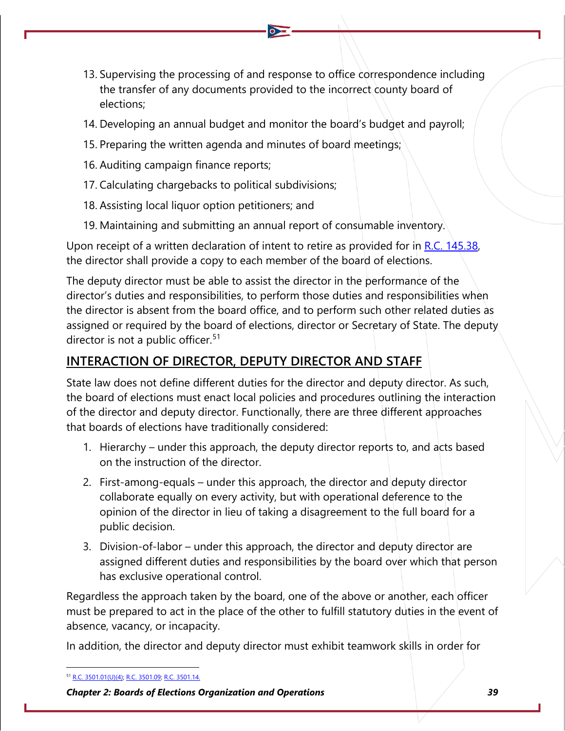13. Supervising the processing of and response to office correspondence including the transfer of any documents provided to the incorrect county board of elections;
14. Developing an annual budget and monitor the board's budget and payroll;
15. Preparing the written agenda and minutes of board meetings;
16. Auditing campaign finance reports;
17. Calculating chargebacks to political subdivisions;
18. Assisting local liquor option petitioners; and
19. Maintaining and submitting an annual report of consumable inventory.

Upon receipt of a written declaration of intent to retire as provided for in R.C. 145.38, the director shall provide a copy to each member of the board of elections.

The deputy director must be able to assist the director in the performance of the director's duties and responsibilities, to perform those duties and responsibilities when the director is absent from the board office, and to perform such other related duties as assigned or required by the board of elections, director or Secretary of State. The deputy director is not a public officer.[51]

## INTERACTION OF DIRECTOR, DEPUTY DIRECTOR AND STAFF

State law does not define different duties for the director and deputy director. As such, the board of elections must enact local policies and procedures outlining the interaction of the director and deputy director. Functionally, there are three different approaches that boards of elections have traditionally considered:

1. Hierarchy – under this approach, the deputy director reports to, and acts based on the instruction of the director.
2. First-among-equals – under this approach, the director and deputy director collaborate equally on every activity, but with operational deference to the opinion of the director in lieu of taking a disagreement to the full board for a public decision.
3. Division-of-labor – under this approach, the director and deputy director are assigned different duties and responsibilities by the board over which that person has exclusive operational control.

Regardless the approach taken by the board, one of the above or another, each officer must be prepared to act in the place of the other to fulfill statutory duties in the event of absence, vacancy, or incapacity.

In addition, the director and deputy director must exhibit teamwork skills in order for

[51] R.C. 3501.01(U)(4); R.C. 3501.09; R.C. 3501.14.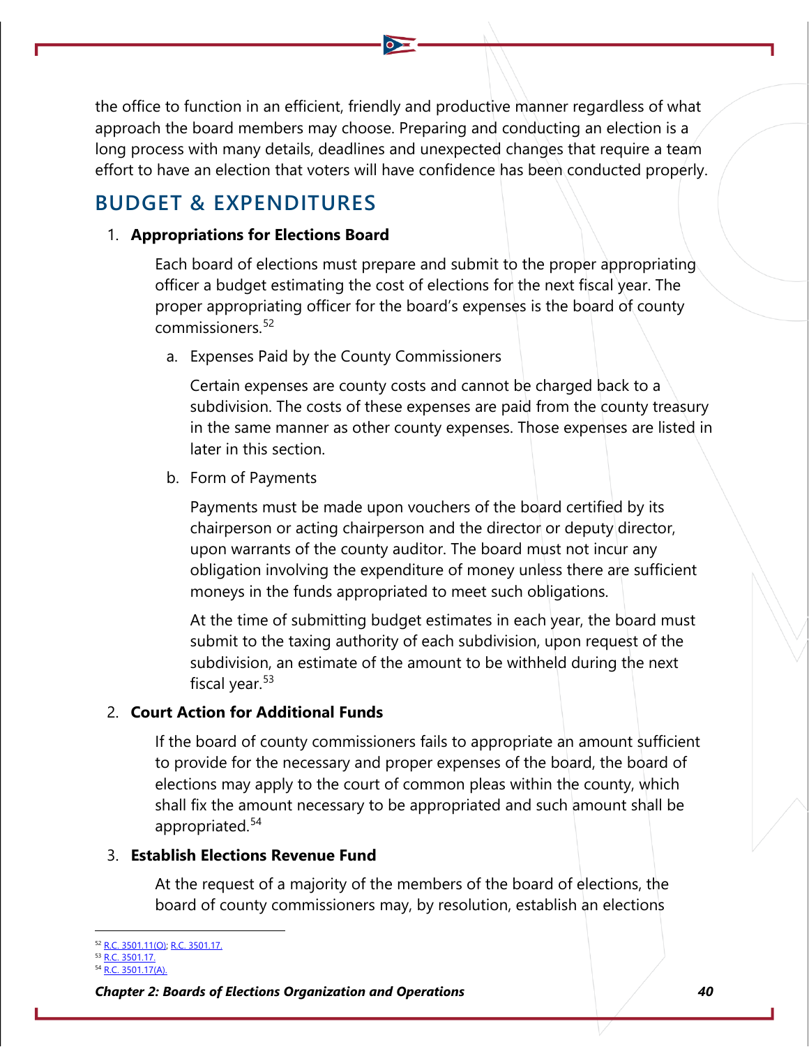the office to function in an efficient, friendly and productive manner regardless of what approach the board members may choose. Preparing and conducting an election is a long process with many details, deadlines and unexpected changes that require a team effort to have an election that voters will have confidence has been conducted properly.

## BUDGET & EXPENDITURES

1. **Appropriations for Elections Board**

   Each board of elections must prepare and submit to the proper appropriating officer a budget estimating the cost of elections for the next fiscal year. The proper appropriating officer for the board's expenses is the board of county commissioners.[52]

   a. Expenses Paid by the County Commissioners

      Certain expenses are county costs and cannot be charged back to a subdivision. The costs of these expenses are paid from the county treasury in the same manner as other county expenses. Those expenses are listed in later in this section.

   b. Form of Payments

      Payments must be made upon vouchers of the board certified by its chairperson or acting chairperson and the director or deputy director, upon warrants of the county auditor. The board must not incur any obligation involving the expenditure of money unless there are sufficient moneys in the funds appropriated to meet such obligations.

      At the time of submitting budget estimates in each year, the board must submit to the taxing authority of each subdivision, upon request of the subdivision, an estimate of the amount to be withheld during the next fiscal year.[53]

2. **Court Action for Additional Funds**

   If the board of county commissioners fails to appropriate an amount sufficient to provide for the necessary and proper expenses of the board, the board of elections may apply to the court of common pleas within the county, which shall fix the amount necessary to be appropriated and such amount shall be appropriated.[54]

3. **Establish Elections Revenue Fund**

   At the request of a majority of the members of the board of elections, the board of county commissioners may, by resolution, establish an elections

---

[52] R.C. 3501.11(O); R.C. 3501.17.
[53] R.C. 3501.17.
[54] R.C. 3501.17(A).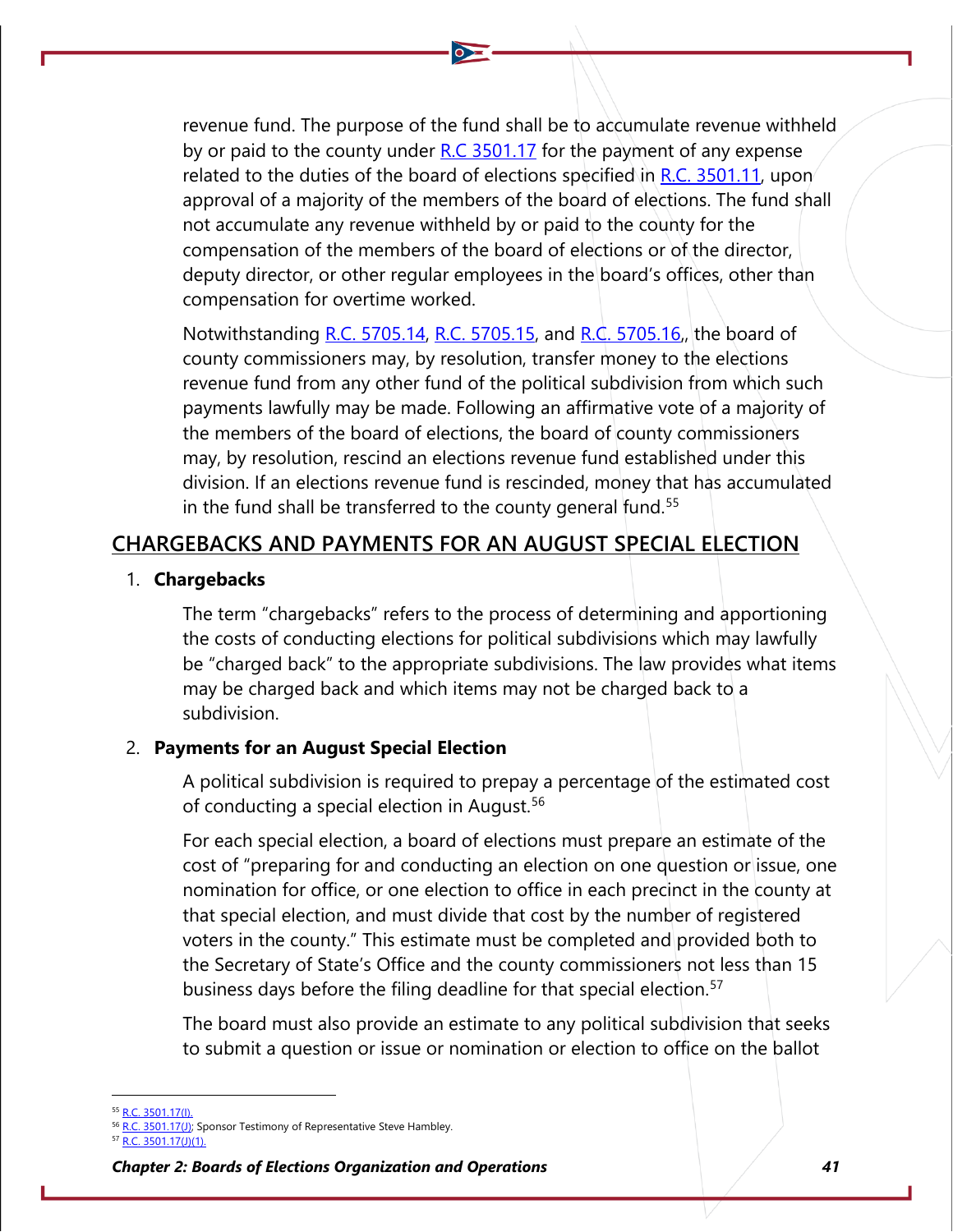revenue fund. The purpose of the fund shall be to accumulate revenue withheld by or paid to the county under R.C 3501.17 for the payment of any expense related to the duties of the board of elections specified in R.C. 3501.11, upon approval of a majority of the members of the board of elections. The fund shall not accumulate any revenue withheld by or paid to the county for the compensation of the members of the board of elections or of the director, deputy director, or other regular employees in the board's offices, other than compensation for overtime worked.

Notwithstanding R.C. 5705.14, R.C. 5705.15, and R.C. 5705.16,, the board of county commissioners may, by resolution, transfer money to the elections revenue fund from any other fund of the political subdivision from which such payments lawfully may be made. Following an affirmative vote of a majority of the members of the board of elections, the board of county commissioners may, by resolution, rescind an elections revenue fund established under this division. If an elections revenue fund is rescinded, money that has accumulated in the fund shall be transferred to the county general fund.[55]

## CHARGEBACKS AND PAYMENTS FOR AN AUGUST SPECIAL ELECTION

1. **Chargebacks**

   The term "chargebacks" refers to the process of determining and apportioning the costs of conducting elections for political subdivisions which may lawfully be "charged back" to the appropriate subdivisions. The law provides what items may be charged back and which items may not be charged back to a subdivision.

2. **Payments for an August Special Election**

   A political subdivision is required to prepay a percentage of the estimated cost of conducting a special election in August.[56]

   For each special election, a board of elections must prepare an estimate of the cost of "preparing for and conducting an election on one question or issue, one nomination for office, or one election to office in each precinct in the county at that special election, and must divide that cost by the number of registered voters in the county." This estimate must be completed and provided both to the Secretary of State's Office and the county commissioners not less than 15 business days before the filing deadline for that special election.[57]

   The board must also provide an estimate to any political subdivision that seeks to submit a question or issue or nomination or election to office on the ballot

---

[55] R.C. 3501.17(I).

[56] R.C. 3501.17(J); Sponsor Testimony of Representative Steve Hambley.

[57] R.C. 3501.17(J)(1).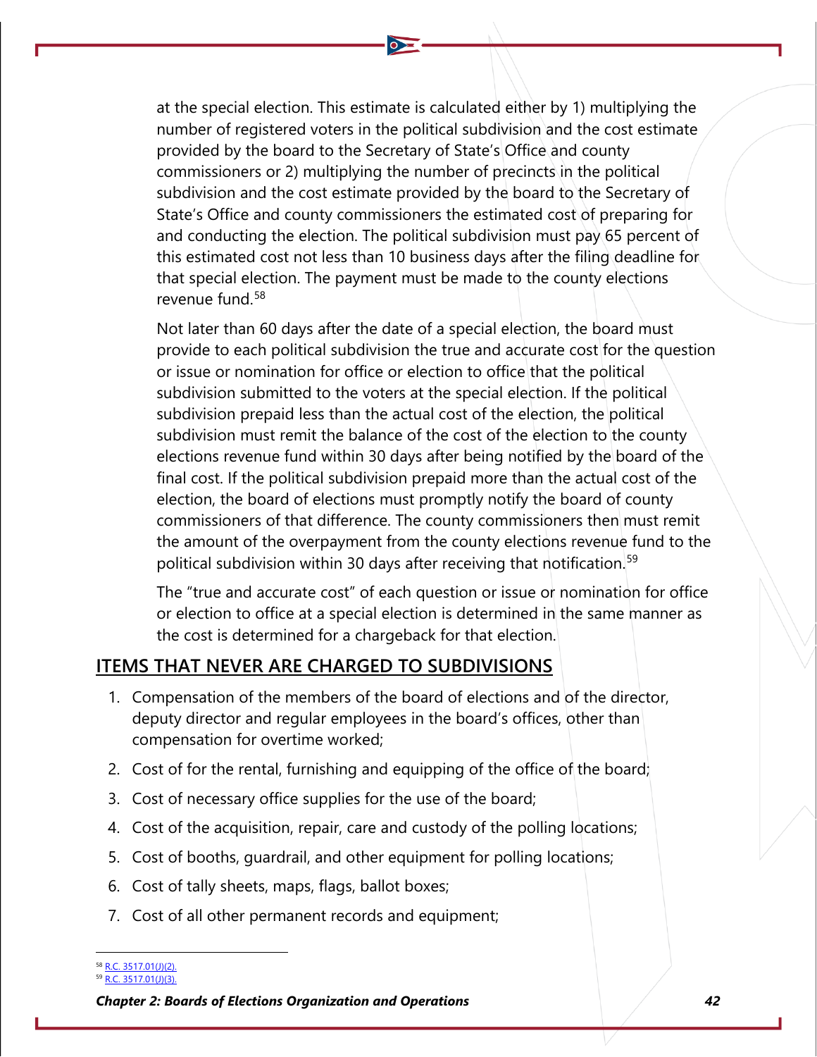at the special election. This estimate is calculated either by 1) multiplying the number of registered voters in the political subdivision and the cost estimate provided by the board to the Secretary of State's Office and county commissioners or 2) multiplying the number of precincts in the political subdivision and the cost estimate provided by the board to the Secretary of State's Office and county commissioners the estimated cost of preparing for and conducting the election. The political subdivision must pay 65 percent of this estimated cost not less than 10 business days after the filing deadline for that special election. The payment must be made to the county elections revenue fund.[58]

Not later than 60 days after the date of a special election, the board must provide to each political subdivision the true and accurate cost for the question or issue or nomination for office or election to office that the political subdivision submitted to the voters at the special election. If the political subdivision prepaid less than the actual cost of the election, the political subdivision must remit the balance of the cost of the election to the county elections revenue fund within 30 days after being notified by the board of the final cost. If the political subdivision prepaid more than the actual cost of the election, the board of elections must promptly notify the board of county commissioners of that difference. The county commissioners then must remit the amount of the overpayment from the county elections revenue fund to the political subdivision within 30 days after receiving that notification.[59]

The "true and accurate cost" of each question or issue or nomination for office or election to office at a special election is determined in the same manner as the cost is determined for a chargeback for that election.

## ITEMS THAT NEVER ARE CHARGED TO SUBDIVISIONS

1. Compensation of the members of the board of elections and of the director, deputy director and regular employees in the board's offices, other than compensation for overtime worked;
2. Cost of for the rental, furnishing and equipping of the office of the board;
3. Cost of necessary office supplies for the use of the board;
4. Cost of the acquisition, repair, care and custody of the polling locations;
5. Cost of booths, guardrail, and other equipment for polling locations;
6. Cost of tally sheets, maps, flags, ballot boxes;
7. Cost of all other permanent records and equipment;

[58] R.C. 3517.01(J)(2).
[59] R.C. 3517.01(J)(3).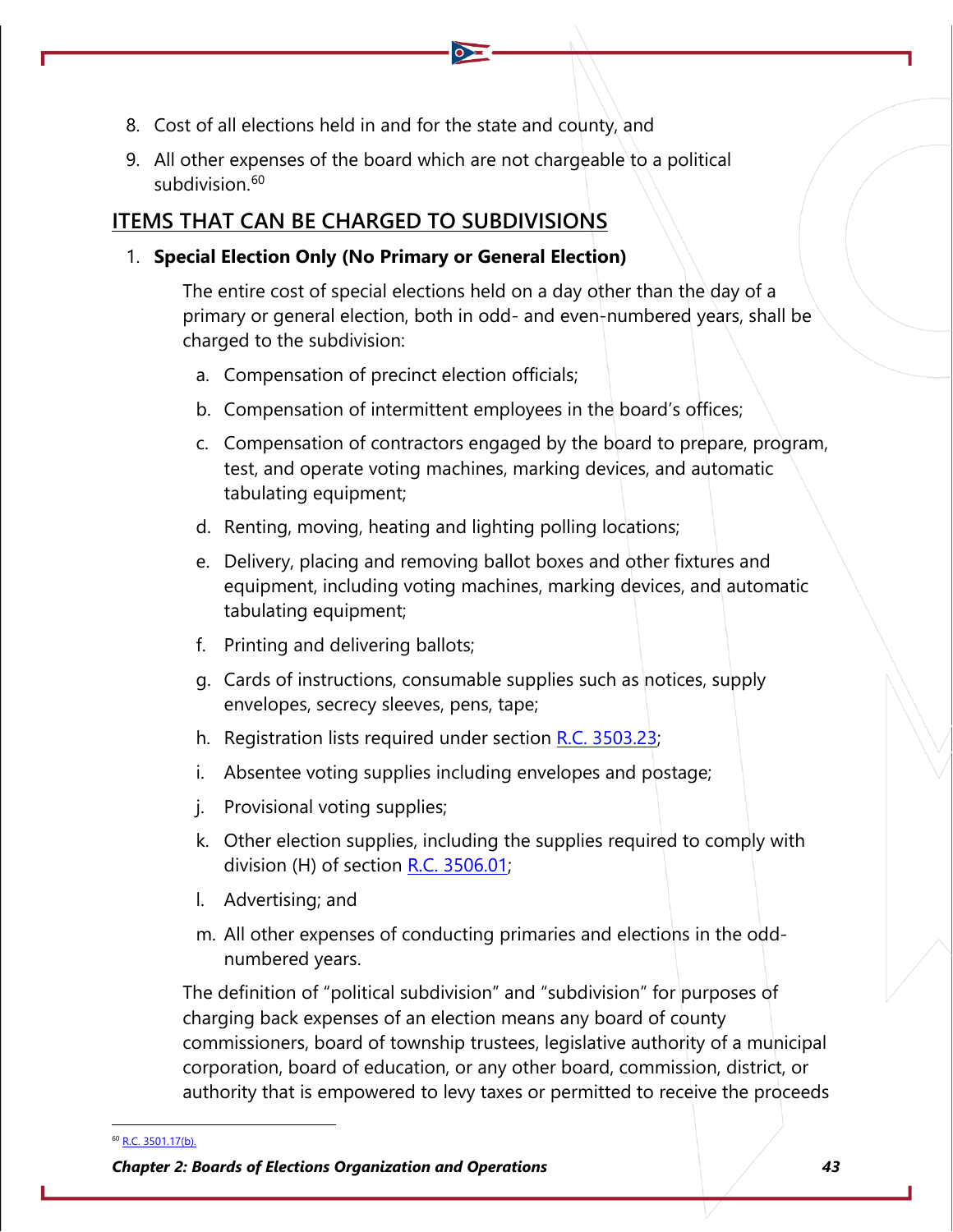8. Cost of all elections held in and for the state and county, and
9. All other expenses of the board which are not chargeable to a political subdivision.[60]

## ITEMS THAT CAN BE CHARGED TO SUBDIVISIONS

1. **Special Election Only (No Primary or General Election)**

   The entire cost of special elections held on a day other than the day of a primary or general election, both in odd- and even-numbered years, shall be charged to the subdivision:

   a. Compensation of precinct election officials;

   b. Compensation of intermittent employees in the board's offices;

   c. Compensation of contractors engaged by the board to prepare, program, test, and operate voting machines, marking devices, and automatic tabulating equipment;

   d. Renting, moving, heating and lighting polling locations;

   e. Delivery, placing and removing ballot boxes and other fixtures and equipment, including voting machines, marking devices, and automatic tabulating equipment;

   f. Printing and delivering ballots;

   g. Cards of instructions, consumable supplies such as notices, supply envelopes, secrecy sleeves, pens, tape;

   h. Registration lists required under section R.C. 3503.23;

   i. Absentee voting supplies including envelopes and postage;

   j. Provisional voting supplies;

   k. Other election supplies, including the supplies required to comply with division (H) of section R.C. 3506.01;

   l. Advertising; and

   m. All other expenses of conducting primaries and elections in the odd-numbered years.

   The definition of "political subdivision" and "subdivision" for purposes of charging back expenses of an election means any board of county commissioners, board of township trustees, legislative authority of a municipal corporation, board of education, or any other board, commission, district, or authority that is empowered to levy taxes or permitted to receive the proceeds

---

[60] R.C. 3501.17(b).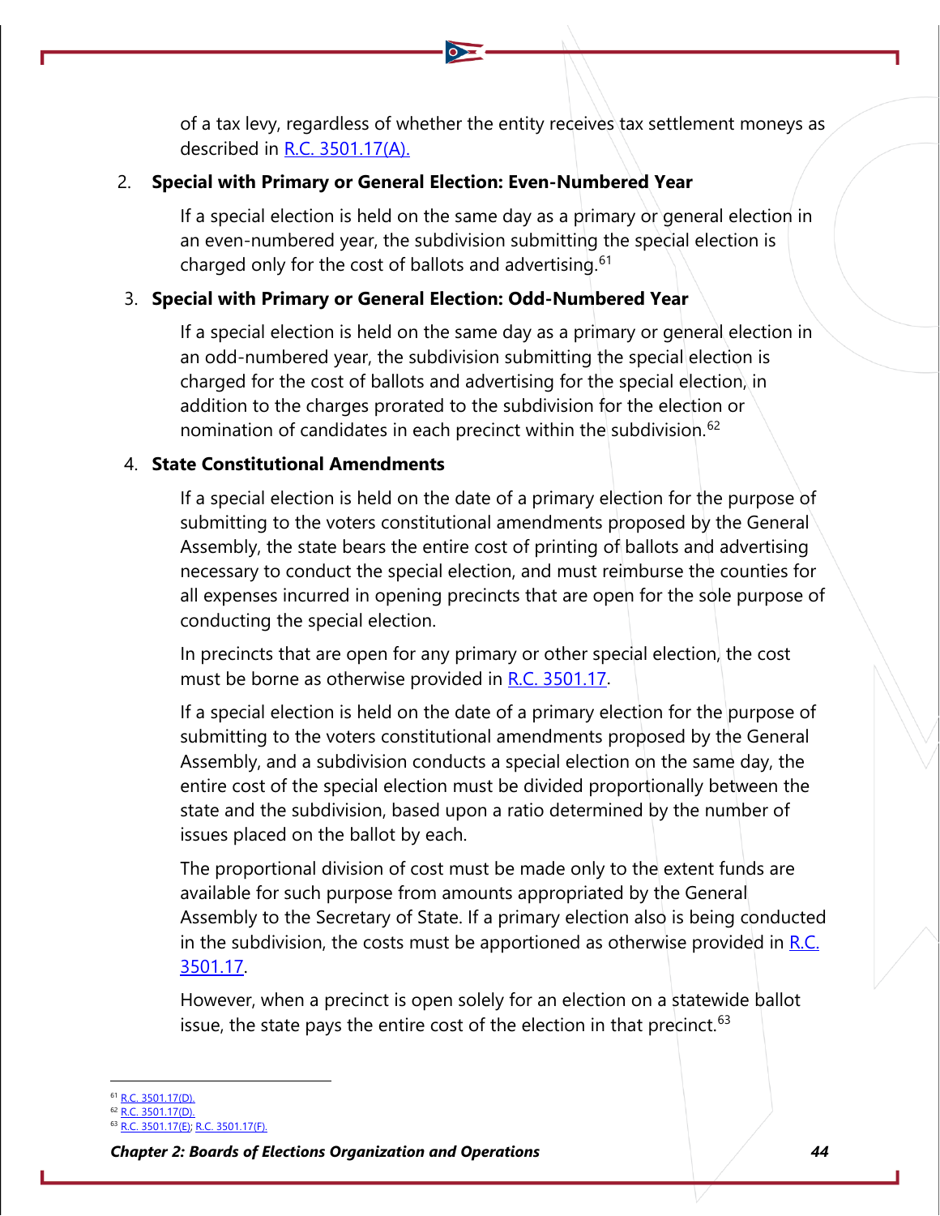of a tax levy, regardless of whether the entity receives tax settlement moneys as described in R.C. 3501.17(A).

2. **Special with Primary or General Election: Even-Numbered Year**

   If a special election is held on the same day as a primary or general election in an even-numbered year, the subdivision submitting the special election is charged only for the cost of ballots and advertising.[61]

3. **Special with Primary or General Election: Odd-Numbered Year**

   If a special election is held on the same day as a primary or general election in an odd-numbered year, the subdivision submitting the special election is charged for the cost of ballots and advertising for the special election, in addition to the charges prorated to the subdivision for the election or nomination of candidates in each precinct within the subdivision.[62]

4. **State Constitutional Amendments**

   If a special election is held on the date of a primary election for the purpose of submitting to the voters constitutional amendments proposed by the General Assembly, the state bears the entire cost of printing of ballots and advertising necessary to conduct the special election, and must reimburse the counties for all expenses incurred in opening precincts that are open for the sole purpose of conducting the special election.

   In precincts that are open for any primary or other special election, the cost must be borne as otherwise provided in R.C. 3501.17.

   If a special election is held on the date of a primary election for the purpose of submitting to the voters constitutional amendments proposed by the General Assembly, and a subdivision conducts a special election on the same day, the entire cost of the special election must be divided proportionally between the state and the subdivision, based upon a ratio determined by the number of issues placed on the ballot by each.

   The proportional division of cost must be made only to the extent funds are available for such purpose from amounts appropriated by the General Assembly to the Secretary of State. If a primary election also is being conducted in the subdivision, the costs must be apportioned as otherwise provided in R.C. 3501.17.

   However, when a precinct is open solely for an election on a statewide ballot issue, the state pays the entire cost of the election in that precinct.[63]

---

[61] R.C. 3501.17(D).
[62] R.C. 3501.17(D).
[63] R.C. 3501.17(E); R.C. 3501.17(F).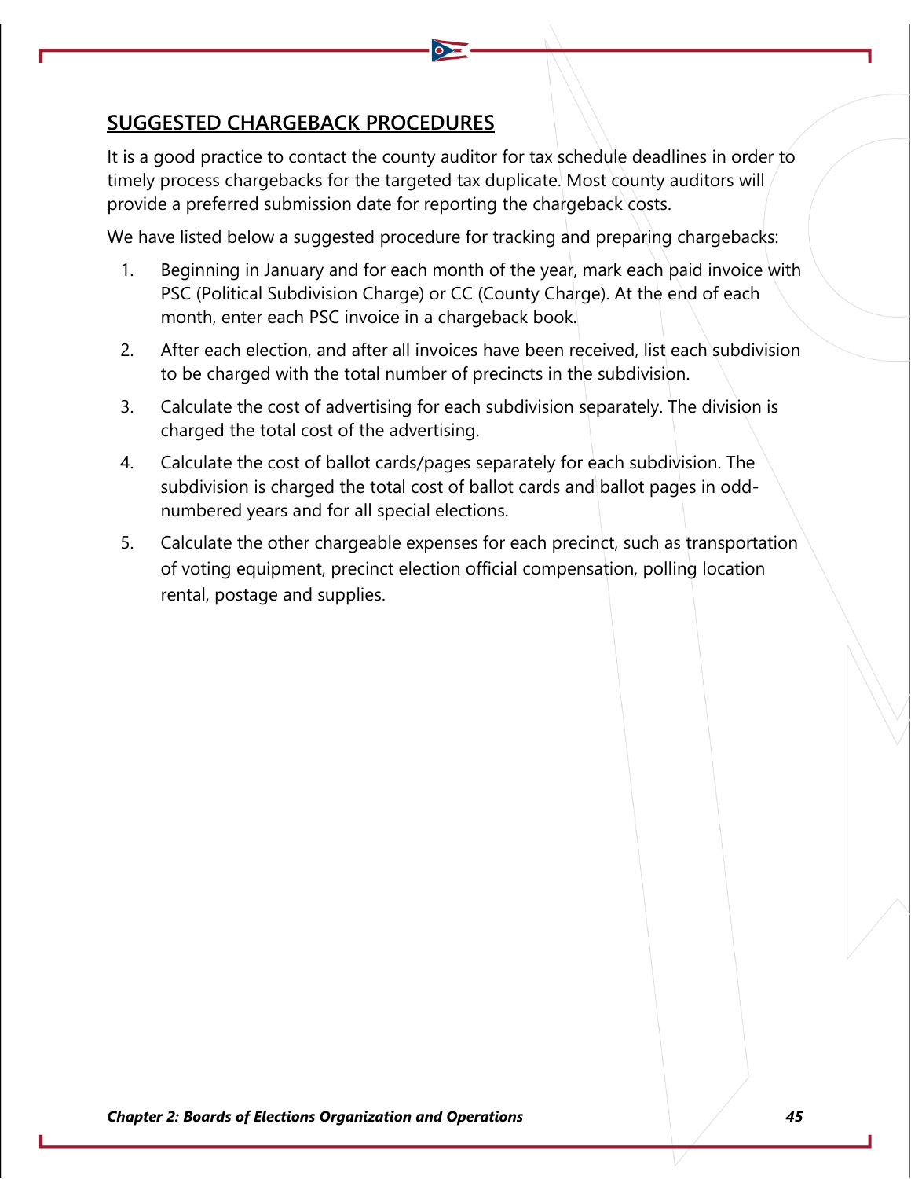## SUGGESTED CHARGEBACK PROCEDURES

It is a good practice to contact the county auditor for tax schedule deadlines in order to timely process chargebacks for the targeted tax duplicate. Most county auditors will provide a preferred submission date for reporting the chargeback costs.

We have listed below a suggested procedure for tracking and preparing chargebacks:

1. Beginning in January and for each month of the year, mark each paid invoice with PSC (Political Subdivision Charge) or CC (County Charge). At the end of each month, enter each PSC invoice in a chargeback book.
2. After each election, and after all invoices have been received, list each subdivision to be charged with the total number of precincts in the subdivision.
3. Calculate the cost of advertising for each subdivision separately. The division is charged the total cost of the advertising.
4. Calculate the cost of ballot cards/pages separately for each subdivision. The subdivision is charged the total cost of ballot cards and ballot pages in odd-numbered years and for all special elections.
5. Calculate the other chargeable expenses for each precinct, such as transportation of voting equipment, precinct election official compensation, polling location rental, postage and supplies.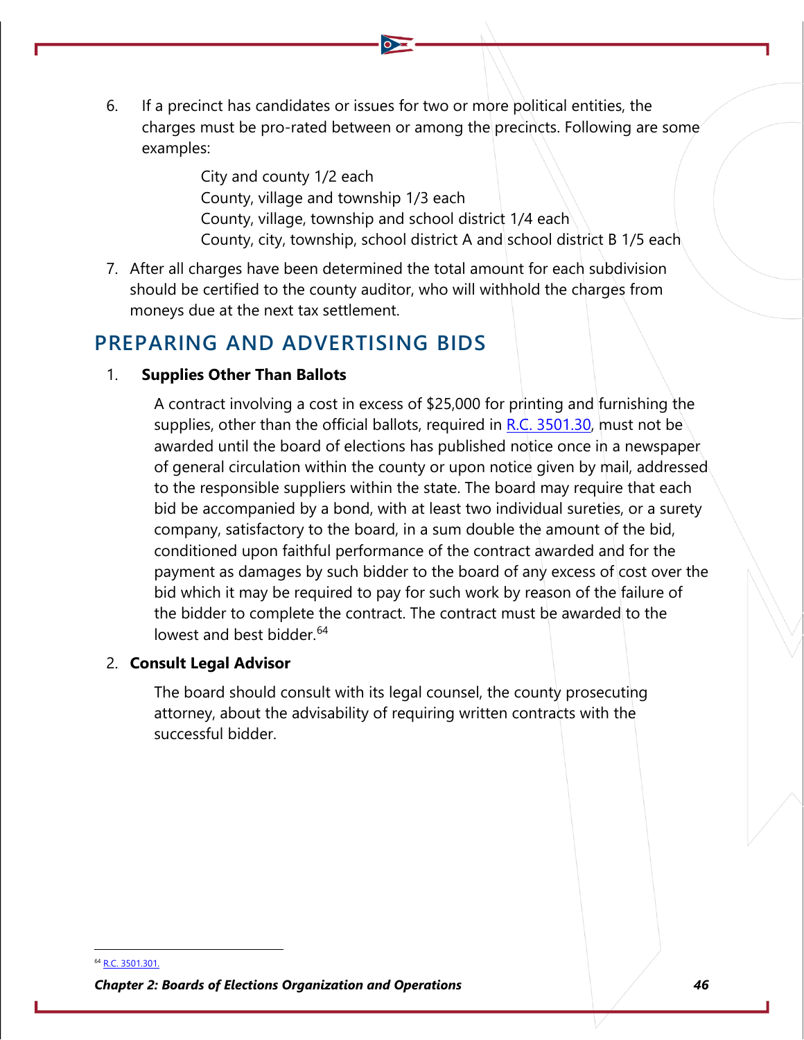6. If a precinct has candidates or issues for two or more political entities, the charges must be pro-rated between or among the precincts. Following are some examples:

   City and county 1/2 each
   County, village and township 1/3 each
   County, village, township and school district 1/4 each
   County, city, township, school district A and school district B 1/5 each

7. After all charges have been determined the total amount for each subdivision should be certified to the county auditor, who will withhold the charges from moneys due at the next tax settlement.

## PREPARING AND ADVERTISING BIDS

1. **Supplies Other Than Ballots**

   A contract involving a cost in excess of $25,000 for printing and furnishing the supplies, other than the official ballots, required in R.C. 3501.30, must not be awarded until the board of elections has published notice once in a newspaper of general circulation within the county or upon notice given by mail, addressed to the responsible suppliers within the state. The board may require that each bid be accompanied by a bond, with at least two individual sureties, or a surety company, satisfactory to the board, in a sum double the amount of the bid, conditioned upon faithful performance of the contract awarded and for the payment as damages by such bidder to the board of any excess of cost over the bid which it may be required to pay for such work by reason of the failure of the bidder to complete the contract. The contract must be awarded to the lowest and best bidder.[64]

2. **Consult Legal Advisor**

   The board should consult with its legal counsel, the county prosecuting attorney, about the advisability of requiring written contracts with the successful bidder.

[64] R.C. 3501.301.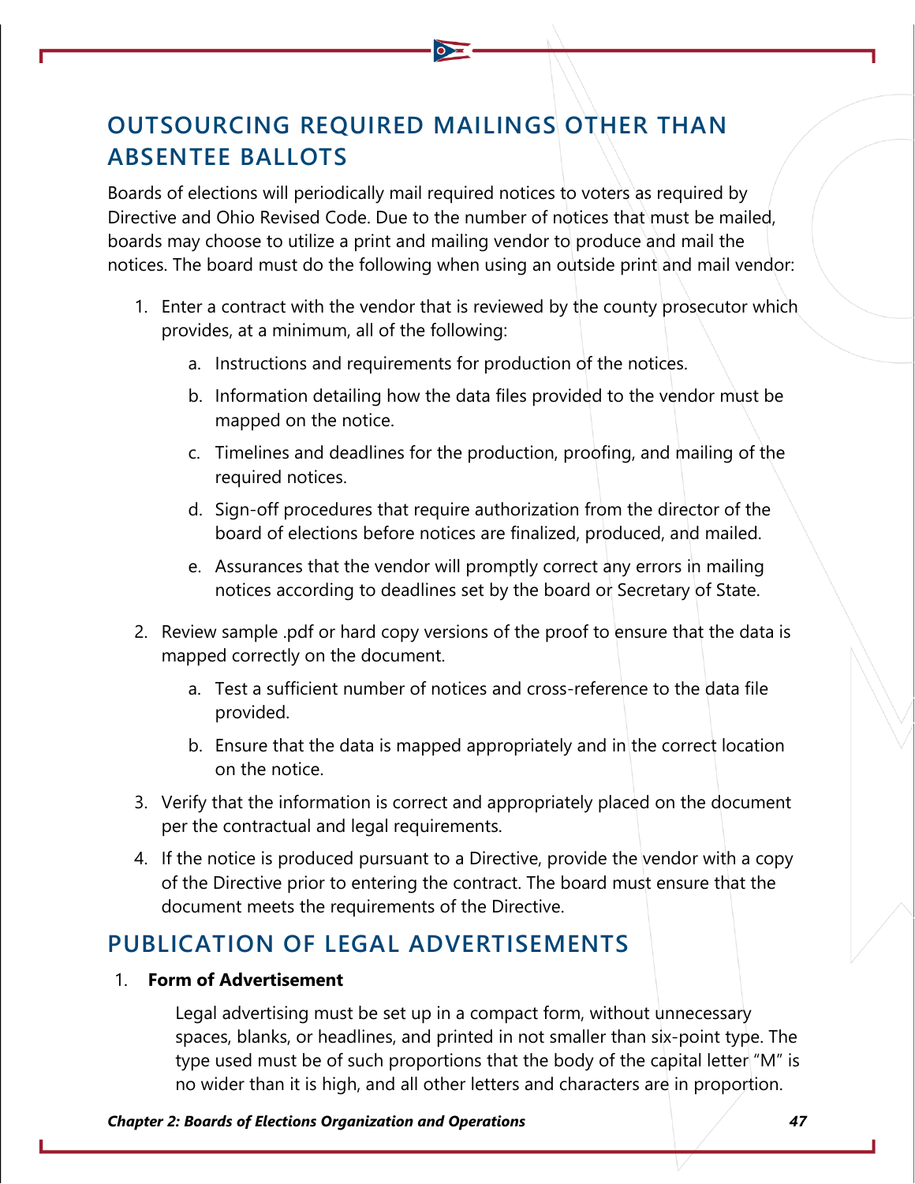## OUTSOURCING REQUIRED MAILINGS OTHER THAN ABSENTEE BALLOTS

Boards of elections will periodically mail required notices to voters as required by Directive and Ohio Revised Code. Due to the number of notices that must be mailed, boards may choose to utilize a print and mailing vendor to produce and mail the notices. The board must do the following when using an outside print and mail vendor:

1. Enter a contract with the vendor that is reviewed by the county prosecutor which provides, at a minimum, all of the following:
   a. Instructions and requirements for production of the notices.
   b. Information detailing how the data files provided to the vendor must be mapped on the notice.
   c. Timelines and deadlines for the production, proofing, and mailing of the required notices.
   d. Sign-off procedures that require authorization from the director of the board of elections before notices are finalized, produced, and mailed.
   e. Assurances that the vendor will promptly correct any errors in mailing notices according to deadlines set by the board or Secretary of State.
2. Review sample .pdf or hard copy versions of the proof to ensure that the data is mapped correctly on the document.
   a. Test a sufficient number of notices and cross-reference to the data file provided.
   b. Ensure that the data is mapped appropriately and in the correct location on the notice.
3. Verify that the information is correct and appropriately placed on the document per the contractual and legal requirements.
4. If the notice is produced pursuant to a Directive, provide the vendor with a copy of the Directive prior to entering the contract. The board must ensure that the document meets the requirements of the Directive.

## PUBLICATION OF LEGAL ADVERTISEMENTS

1. **Form of Advertisement**

   Legal advertising must be set up in a compact form, without unnecessary spaces, blanks, or headlines, and printed in not smaller than six-point type. The type used must be of such proportions that the body of the capital letter "M" is no wider than it is high, and all other letters and characters are in proportion.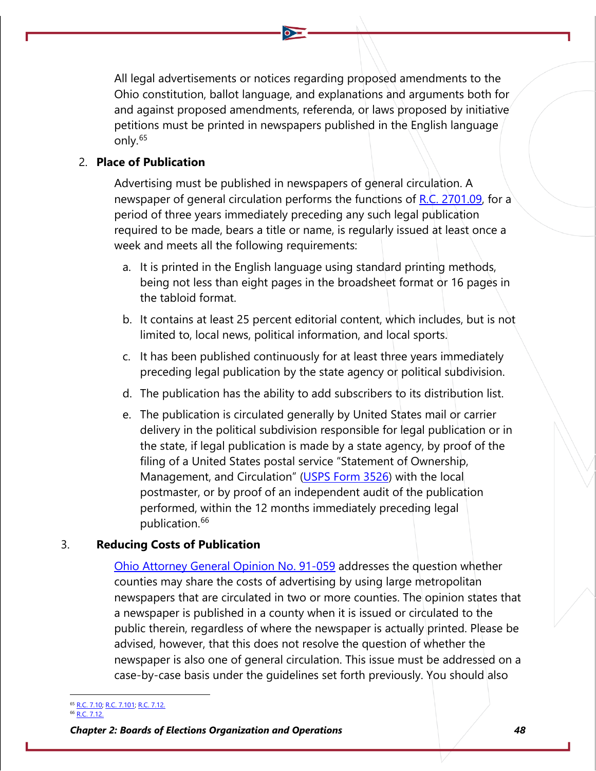All legal advertisements or notices regarding proposed amendments to the Ohio constitution, ballot language, and explanations and arguments both for and against proposed amendments, referenda, or laws proposed by initiative petitions must be printed in newspapers published in the English language only.[65]

2. **Place of Publication**

   Advertising must be published in newspapers of general circulation. A newspaper of general circulation performs the functions of [R.C. 2701.09](), for a period of three years immediately preceding any such legal publication required to be made, bears a title or name, is regularly issued at least once a week and meets all the following requirements:

   a. It is printed in the English language using standard printing methods, being not less than eight pages in the broadsheet format or 16 pages in the tabloid format.

   b. It contains at least 25 percent editorial content, which includes, but is not limited to, local news, political information, and local sports.

   c. It has been published continuously for at least three years immediately preceding legal publication by the state agency or political subdivision.

   d. The publication has the ability to add subscribers to its distribution list.

   e. The publication is circulated generally by United States mail or carrier delivery in the political subdivision responsible for legal publication or in the state, if legal publication is made by a state agency, by proof of the filing of a United States postal service "Statement of Ownership, Management, and Circulation" ([USPS Form 3526]()) with the local postmaster, or by proof of an independent audit of the publication performed, within the 12 months immediately preceding legal publication.[66]

3. **Reducing Costs of Publication**

   [Ohio Attorney General Opinion No. 91-059]() addresses the question whether counties may share the costs of advertising by using large metropolitan newspapers that are circulated in two or more counties. The opinion states that a newspaper is published in a county when it is issued or circulated to the public therein, regardless of where the newspaper is actually printed. Please be advised, however, that this does not resolve the question of whether the newspaper is also one of general circulation. This issue must be addressed on a case-by-case basis under the guidelines set forth previously. You should also

---

[65] R.C. 7.10; R.C. 7.101; R.C. 7.12.

[66] R.C. 7.12.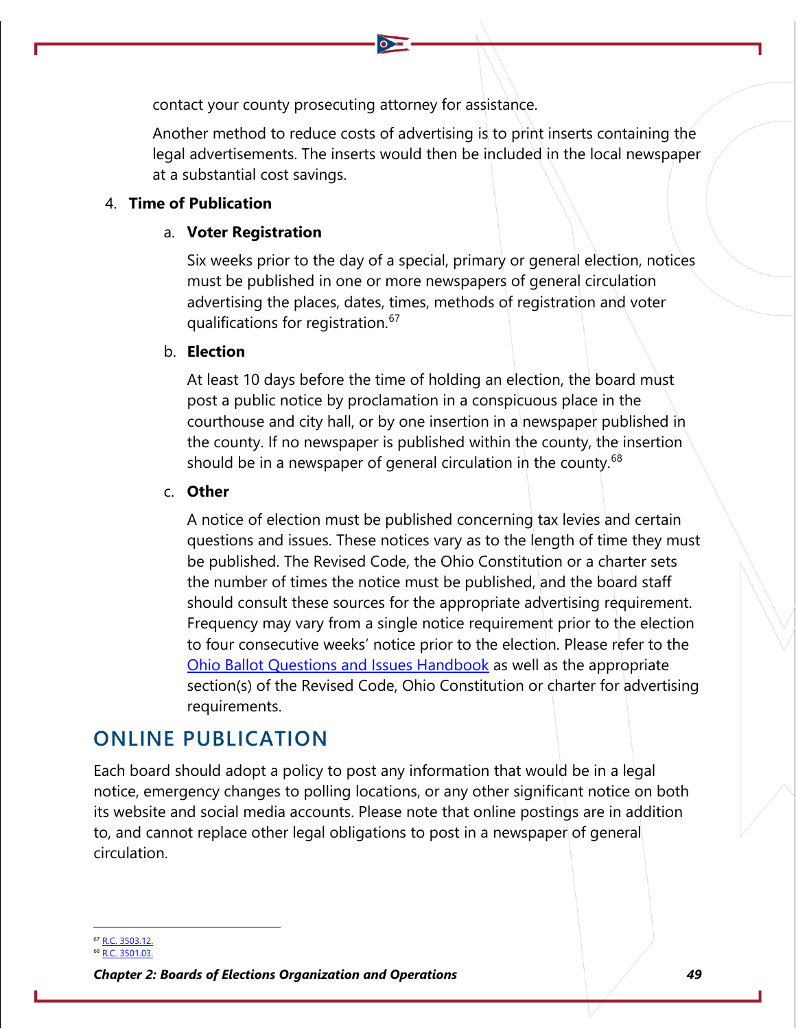contact your county prosecuting attorney for assistance.

Another method to reduce costs of advertising is to print inserts containing the legal advertisements. The inserts would then be included in the local newspaper at a substantial cost savings.

4. **Time of Publication**

   a. **Voter Registration**

   Six weeks prior to the day of a special, primary or general election, notices must be published in one or more newspapers of general circulation advertising the places, dates, times, methods of registration and voter qualifications for registration.[67]

   b. **Election**

   At least 10 days before the time of holding an election, the board must post a public notice by proclamation in a conspicuous place in the courthouse and city hall, or by one insertion in a newspaper published in the county. If no newspaper is published within the county, the insertion should be in a newspaper of general circulation in the county.[68]

   c. **Other**

   A notice of election must be published concerning tax levies and certain questions and issues. These notices vary as to the length of time they must be published. The Revised Code, the Ohio Constitution or a charter sets the number of times the notice must be published, and the board staff should consult these sources for the appropriate advertising requirement. Frequency may vary from a single notice requirement prior to the election to four consecutive weeks' notice prior to the election. Please refer to the [Ohio Ballot Questions and Issues Handbook](#) as well as the appropriate section(s) of the Revised Code, Ohio Constitution or charter for advertising requirements.

## ONLINE PUBLICATION

Each board should adopt a policy to post any information that would be in a legal notice, emergency changes to polling locations, or any other significant notice on both its website and social media accounts. Please note that online postings are in addition to, and cannot replace other legal obligations to post in a newspaper of general circulation.

---

[67] R.C. 3503.12.
[68] R.C. 3501.03.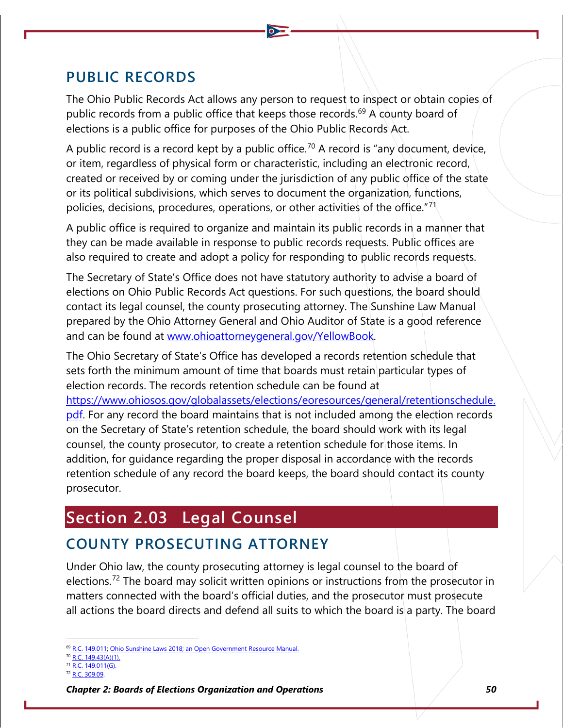## PUBLIC RECORDS

The Ohio Public Records Act allows any person to request to inspect or obtain copies of public records from a public office that keeps those records.[69] A county board of elections is a public office for purposes of the Ohio Public Records Act.

A public record is a record kept by a public office.[70] A record is "any document, device, or item, regardless of physical form or characteristic, including an electronic record, created or received by or coming under the jurisdiction of any public office of the state or its political subdivisions, which serves to document the organization, functions, policies, decisions, procedures, operations, or other activities of the office."[71]

A public office is required to organize and maintain its public records in a manner that they can be made available in response to public records requests. Public offices are also required to create and adopt a policy for responding to public records requests.

The Secretary of State's Office does not have statutory authority to advise a board of elections on Ohio Public Records Act questions. For such questions, the board should contact its legal counsel, the county prosecuting attorney. The Sunshine Law Manual prepared by the Ohio Attorney General and Ohio Auditor of State is a good reference and can be found at www.ohioattorneygeneral.gov/YellowBook.

The Ohio Secretary of State's Office has developed a records retention schedule that sets forth the minimum amount of time that boards must retain particular types of election records. The records retention schedule can be found at https://www.ohiosos.gov/globalassets/elections/eoresources/general/retentionschedule.pdf. For any record the board maintains that is not included among the election records on the Secretary of State's retention schedule, the board should work with its legal counsel, the county prosecutor, to create a retention schedule for those items. In addition, for guidance regarding the proper disposal in accordance with the records retention schedule of any record the board keeps, the board should contact its county prosecutor.

# Section 2.03 Legal Counsel

## COUNTY PROSECUTING ATTORNEY

Under Ohio law, the county prosecuting attorney is legal counsel to the board of elections.[72] The board may solicit written opinions or instructions from the prosecutor in matters connected with the board's official duties, and the prosecutor must prosecute all actions the board directs and defend all suits to which the board is a party. The board

---

[69] R.C. 149.011; Ohio Sunshine Laws 2018; an Open Government Resource Manual.

[70] R.C. 149.43(A)(1).

[71] R.C. 149.011(G).

[72] R.C. 309.09.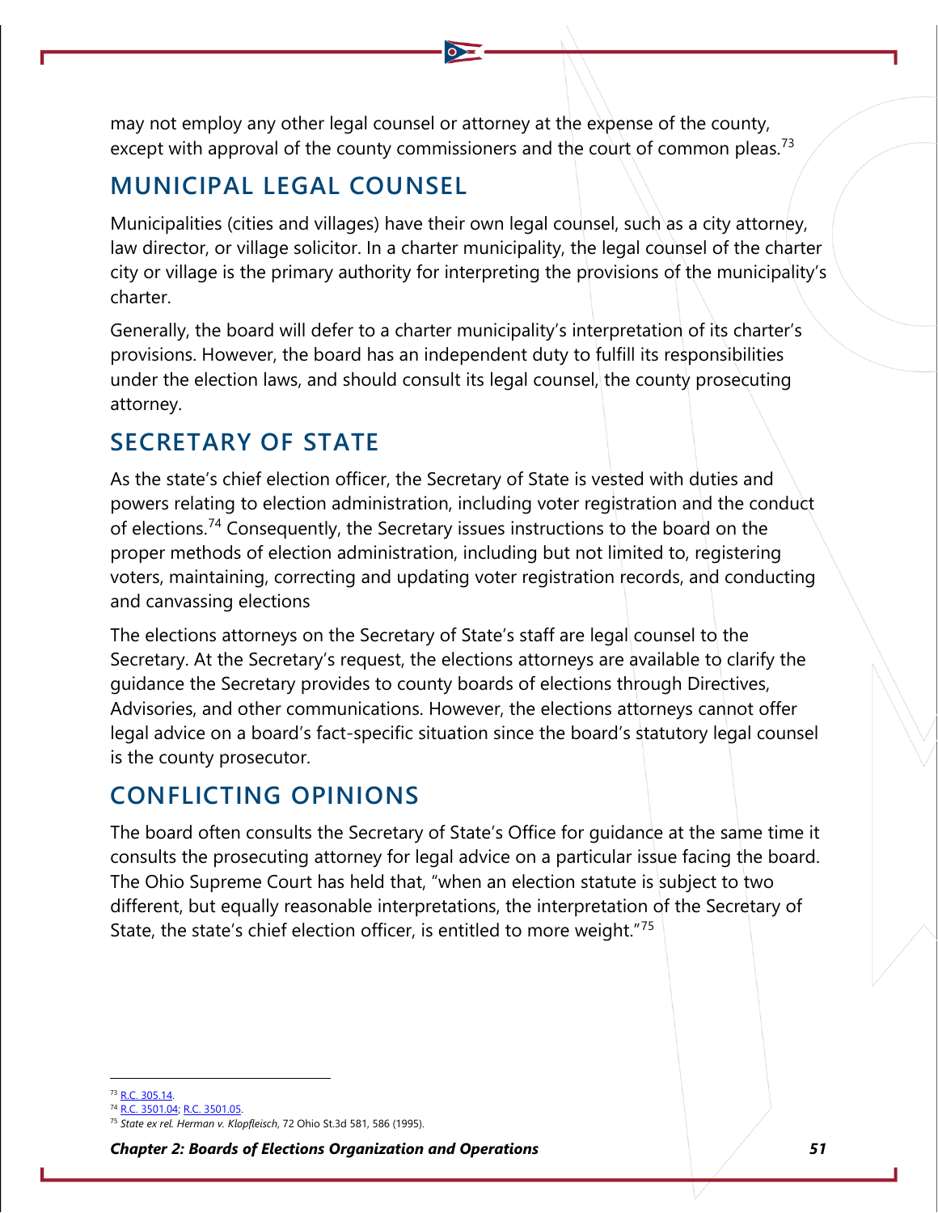may not employ any other legal counsel or attorney at the expense of the county, except with approval of the county commissioners and the court of common pleas.[73]

## MUNICIPAL LEGAL COUNSEL

Municipalities (cities and villages) have their own legal counsel, such as a city attorney, law director, or village solicitor. In a charter municipality, the legal counsel of the charter city or village is the primary authority for interpreting the provisions of the municipality's charter.

Generally, the board will defer to a charter municipality's interpretation of its charter's provisions. However, the board has an independent duty to fulfill its responsibilities under the election laws, and should consult its legal counsel, the county prosecuting attorney.

## SECRETARY OF STATE

As the state's chief election officer, the Secretary of State is vested with duties and powers relating to election administration, including voter registration and the conduct of elections.[74] Consequently, the Secretary issues instructions to the board on the proper methods of election administration, including but not limited to, registering voters, maintaining, correcting and updating voter registration records, and conducting and canvassing elections

The elections attorneys on the Secretary of State's staff are legal counsel to the Secretary. At the Secretary's request, the elections attorneys are available to clarify the guidance the Secretary provides to county boards of elections through Directives, Advisories, and other communications. However, the elections attorneys cannot offer legal advice on a board's fact-specific situation since the board's statutory legal counsel is the county prosecutor.

## CONFLICTING OPINIONS

The board often consults the Secretary of State's Office for guidance at the same time it consults the prosecuting attorney for legal advice on a particular issue facing the board. The Ohio Supreme Court has held that, "when an election statute is subject to two different, but equally reasonable interpretations, the interpretation of the Secretary of State, the state's chief election officer, is entitled to more weight."[75]

---

[73] R.C. 305.14.

[74] R.C. 3501.04; R.C. 3501.05.

[75] *State ex rel. Herman v. Klopfleisch*, 72 Ohio St.3d 581, 586 (1995).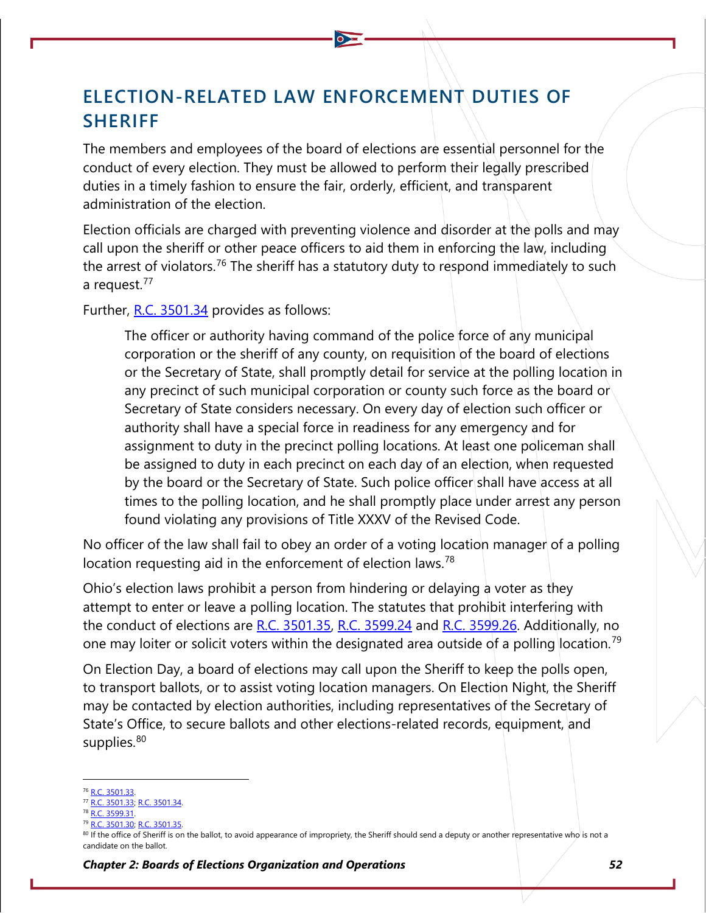## ELECTION-RELATED LAW ENFORCEMENT DUTIES OF SHERIFF

The members and employees of the board of elections are essential personnel for the conduct of every election. They must be allowed to perform their legally prescribed duties in a timely fashion to ensure the fair, orderly, efficient, and transparent administration of the election.

Election officials are charged with preventing violence and disorder at the polls and may call upon the sheriff or other peace officers to aid them in enforcing the law, including the arrest of violators.[76] The sheriff has a statutory duty to respond immediately to such a request.[77]

Further, R.C. 3501.34 provides as follows:

> The officer or authority having command of the police force of any municipal corporation or the sheriff of any county, on requisition of the board of elections or the Secretary of State, shall promptly detail for service at the polling location in any precinct of such municipal corporation or county such force as the board or Secretary of State considers necessary. On every day of election such officer or authority shall have a special force in readiness for any emergency and for assignment to duty in the precinct polling locations. At least one policeman shall be assigned to duty in each precinct on each day of an election, when requested by the board or the Secretary of State. Such police officer shall have access at all times to the polling location, and he shall promptly place under arrest any person found violating any provisions of Title XXXV of the Revised Code.

No officer of the law shall fail to obey an order of a voting location manager of a polling location requesting aid in the enforcement of election laws.[78]

Ohio's election laws prohibit a person from hindering or delaying a voter as they attempt to enter or leave a polling location. The statutes that prohibit interfering with the conduct of elections are R.C. 3501.35, R.C. 3599.24 and R.C. 3599.26. Additionally, no one may loiter or solicit voters within the designated area outside of a polling location.[79]

On Election Day, a board of elections may call upon the Sheriff to keep the polls open, to transport ballots, or to assist voting location managers. On Election Night, the Sheriff may be contacted by election authorities, including representatives of the Secretary of State's Office, to secure ballots and other elections-related records, equipment, and supplies.[80]

---

[76] R.C. 3501.33.

[77] R.C. 3501.33; R.C. 3501.34.

[78] R.C. 3599.31.

[79] R.C. 3501.30; R.C. 3501.35.

[80] If the office of Sheriff is on the ballot, to avoid appearance of impropriety, the Sheriff should send a deputy or another representative who is not a candidate on the ballot.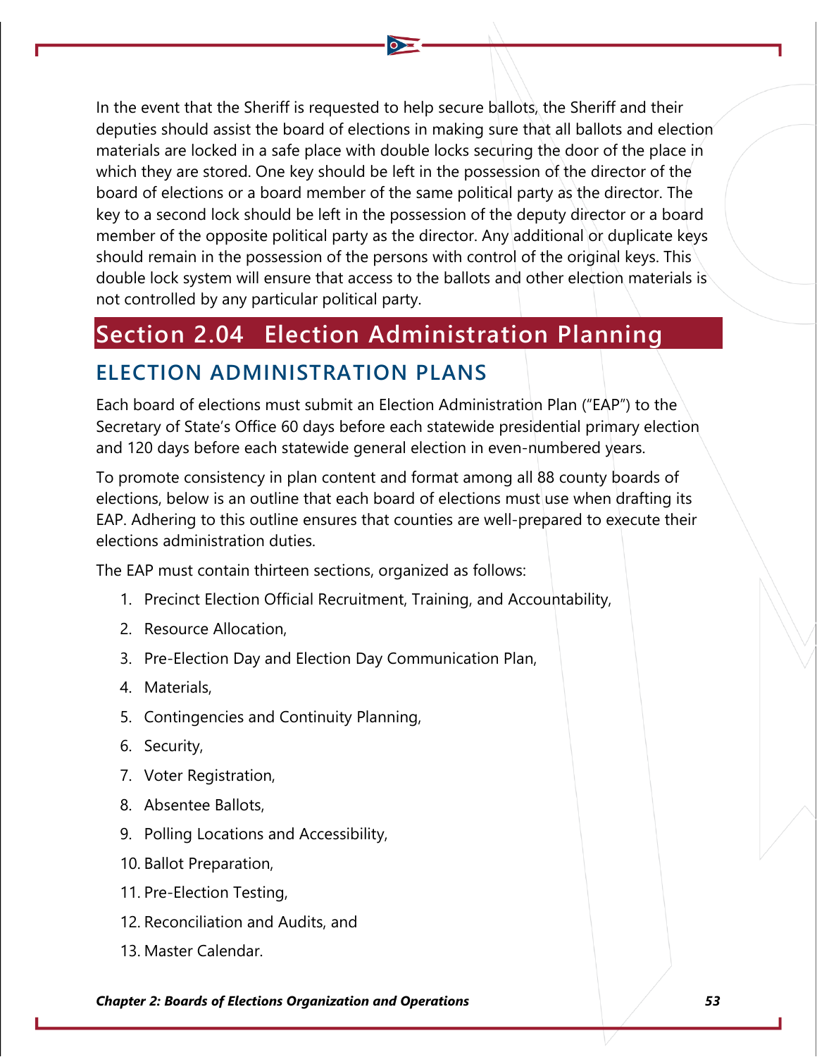In the event that the Sheriff is requested to help secure ballots, the Sheriff and their deputies should assist the board of elections in making sure that all ballots and election materials are locked in a safe place with double locks securing the door of the place in which they are stored. One key should be left in the possession of the director of the board of elections or a board member of the same political party as the director. The key to a second lock should be left in the possession of the deputy director or a board member of the opposite political party as the director. Any additional or duplicate keys should remain in the possession of the persons with control of the original keys. This double lock system will ensure that access to the ballots and other election materials is not controlled by any particular political party.

# Section 2.04 Election Administration Planning

## ELECTION ADMINISTRATION PLANS

Each board of elections must submit an Election Administration Plan ("EAP") to the Secretary of State's Office 60 days before each statewide presidential primary election and 120 days before each statewide general election in even-numbered years.

To promote consistency in plan content and format among all 88 county boards of elections, below is an outline that each board of elections must use when drafting its EAP. Adhering to this outline ensures that counties are well-prepared to execute their elections administration duties.

The EAP must contain thirteen sections, organized as follows:

1. Precinct Election Official Recruitment, Training, and Accountability,
2. Resource Allocation,
3. Pre-Election Day and Election Day Communication Plan,
4. Materials,
5. Contingencies and Continuity Planning,
6. Security,
7. Voter Registration,
8. Absentee Ballots,
9. Polling Locations and Accessibility,
10. Ballot Preparation,
11. Pre-Election Testing,
12. Reconciliation and Audits, and
13. Master Calendar.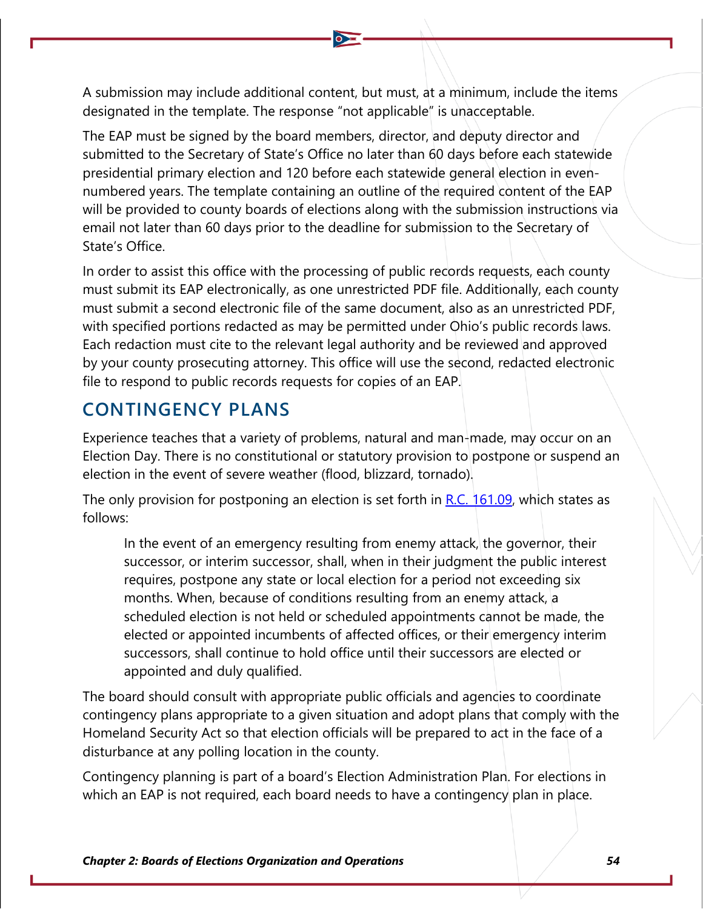A submission may include additional content, but must, at a minimum, include the items designated in the template. The response "not applicable" is unacceptable.

The EAP must be signed by the board members, director, and deputy director and submitted to the Secretary of State's Office no later than 60 days before each statewide presidential primary election and 120 before each statewide general election in even-numbered years. The template containing an outline of the required content of the EAP will be provided to county boards of elections along with the submission instructions via email not later than 60 days prior to the deadline for submission to the Secretary of State's Office.

In order to assist this office with the processing of public records requests, each county must submit its EAP electronically, as one unrestricted PDF file. Additionally, each county must submit a second electronic file of the same document, also as an unrestricted PDF, with specified portions redacted as may be permitted under Ohio's public records laws. Each redaction must cite to the relevant legal authority and be reviewed and approved by your county prosecuting attorney. This office will use the second, redacted electronic file to respond to public records requests for copies of an EAP.

## CONTINGENCY PLANS

Experience teaches that a variety of problems, natural and man-made, may occur on an Election Day. There is no constitutional or statutory provision to postpone or suspend an election in the event of severe weather (flood, blizzard, tornado).

The only provision for postponing an election is set forth in R.C. 161.09, which states as follows:

> In the event of an emergency resulting from enemy attack, the governor, their successor, or interim successor, shall, when in their judgment the public interest requires, postpone any state or local election for a period not exceeding six months. When, because of conditions resulting from an enemy attack, a scheduled election is not held or scheduled appointments cannot be made, the elected or appointed incumbents of affected offices, or their emergency interim successors, shall continue to hold office until their successors are elected or appointed and duly qualified.

The board should consult with appropriate public officials and agencies to coordinate contingency plans appropriate to a given situation and adopt plans that comply with the Homeland Security Act so that election officials will be prepared to act in the face of a disturbance at any polling location in the county.

Contingency planning is part of a board's Election Administration Plan. For elections in which an EAP is not required, each board needs to have a contingency plan in place.